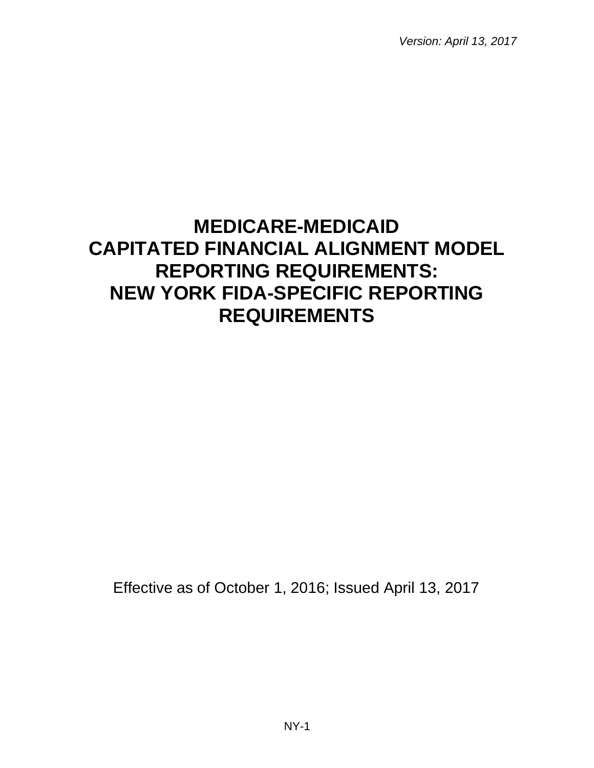*Version: April 13, 2017*

# MEDICARE-MEDICAID CAPITATED FINANCIAL ALIGNMENT MODEL REPORTING REQUIREMENTS: NEW YORK FIDA-SPECIFIC REPORTING REQUIREMENTS

Effective as of October 1, 2016; Issued April 13, 2017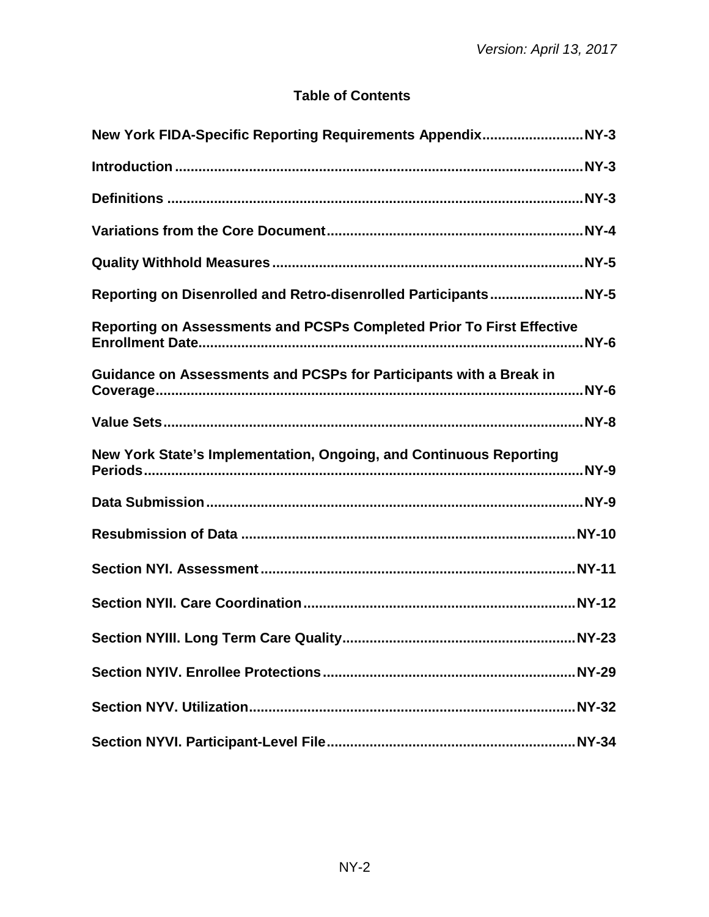Version: April 13, 2017

## Table of Contents

**New York FIDA-Specific Reporting Requirements Appendix .......................... NY-3**

**Introduction ......................................................................................................... NY-3**

**Definitions .......................................................................................................... NY-3**

**Variations from the Core Document ................................................................. NY-4**

**Quality Withhold Measures ............................................................................... NY-5**

**Reporting on Disenrolled and Retro-disenrolled Participants ........................ NY-5**

**Reporting on Assessments and PCSPs Completed Prior To First Effective Enrollment Date .................................................................................................. NY-6**

**Guidance on Assessments and PCSPs for Participants with a Break in Coverage ............................................................................................................. NY-6**

**Value Sets ........................................................................................................... NY-8**

**New York State's Implementation, Ongoing, and Continuous Reporting Periods ................................................................................................................ NY-9**

**Data Submission ................................................................................................ NY-9**

**Resubmission of Data ..................................................................................... NY-10**

**Section NYI. Assessment ................................................................................ NY-11**

**Section NYII. Care Coordination ..................................................................... NY-12**

**Section NYIII. Long Term Care Quality ........................................................... NY-23**

**Section NYIV. Enrollee Protections ................................................................ NY-29**

**Section NYV. Utilization ................................................................................... NY-32**

**Section NYVI. Participant-Level File ............................................................... NY-34**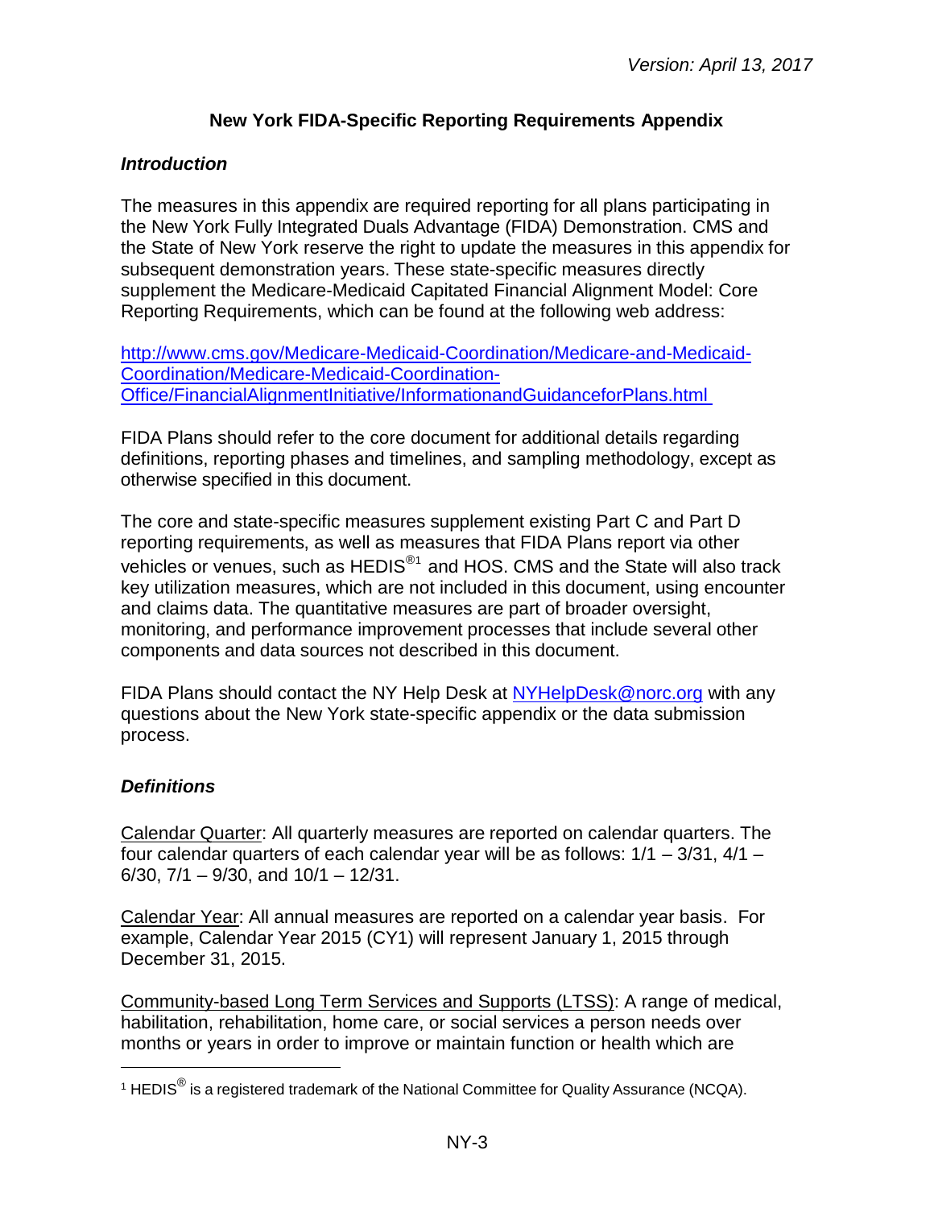## New York FIDA-Specific Reporting Requirements Appendix

### *Introduction*

The measures in this appendix are required reporting for all plans participating in the New York Fully Integrated Duals Advantage (FIDA) Demonstration. CMS and the State of New York reserve the right to update the measures in this appendix for subsequent demonstration years. These state-specific measures directly supplement the Medicare-Medicaid Capitated Financial Alignment Model: Core Reporting Requirements, which can be found at the following web address:

[http://www.cms.gov/Medicare-Medicaid-Coordination/Medicare-and-Medicaid-Coordination/Medicare-Medicaid-Coordination-Office/FinancialAlignmentInitiative/InformationandGuidanceforPlans.html](http://www.cms.gov/Medicare-Medicaid-Coordination/Medicare-and-Medicaid-Coordination/Medicare-Medicaid-Coordination-Office/FinancialAlignmentInitiative/InformationandGuidanceforPlans.html)

FIDA Plans should refer to the core document for additional details regarding definitions, reporting phases and timelines, and sampling methodology, except as otherwise specified in this document.

The core and state-specific measures supplement existing Part C and Part D reporting requirements, as well as measures that FIDA Plans report via other vehicles or venues, such as HEDIS®[1] and HOS. CMS and the State will also track key utilization measures, which are not included in this document, using encounter and claims data. The quantitative measures are part of broader oversight, monitoring, and performance improvement processes that include several other components and data sources not described in this document.

FIDA Plans should contact the NY Help Desk at [NYHelpDesk@norc.org](mailto:NYHelpDesk@norc.org) with any questions about the New York state-specific appendix or the data submission process.

### *Definitions*

Calendar Quarter: All quarterly measures are reported on calendar quarters. The four calendar quarters of each calendar year will be as follows: 1/1 – 3/31, 4/1 – 6/30, 7/1 – 9/30, and 10/1 – 12/31.

Calendar Year: All annual measures are reported on a calendar year basis. For example, Calendar Year 2015 (CY1) will represent January 1, 2015 through December 31, 2015.

Community-based Long Term Services and Supports (LTSS): A range of medical, habilitation, rehabilitation, home care, or social services a person needs over months or years in order to improve or maintain function or health which are

---

[1] HEDIS® is a registered trademark of the National Committee for Quality Assurance (NCQA).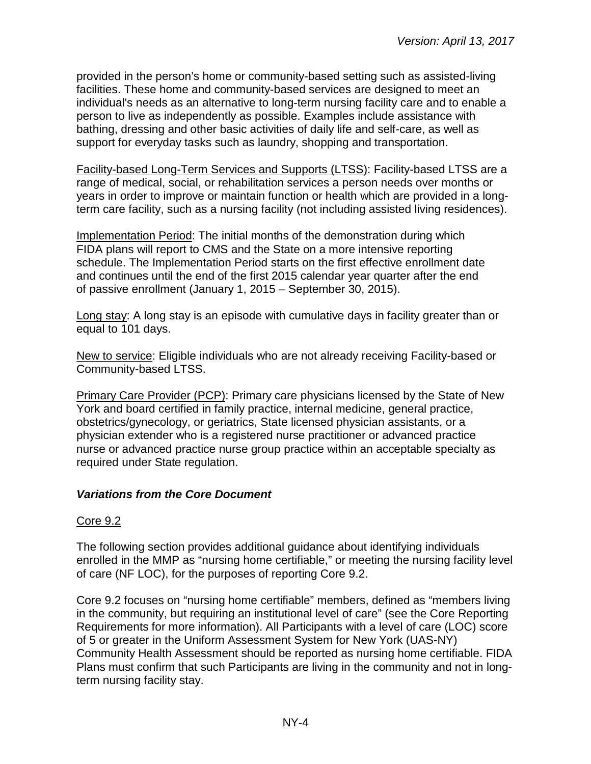provided in the person's home or community-based setting such as assisted-living facilities. These home and community-based services are designed to meet an individual's needs as an alternative to long-term nursing facility care and to enable a person to live as independently as possible. Examples include assistance with bathing, dressing and other basic activities of daily life and self-care, as well as support for everyday tasks such as laundry, shopping and transportation.

Facility-based Long-Term Services and Supports (LTSS): Facility-based LTSS are a range of medical, social, or rehabilitation services a person needs over months or years in order to improve or maintain function or health which are provided in a long-term care facility, such as a nursing facility (not including assisted living residences).

Implementation Period: The initial months of the demonstration during which FIDA plans will report to CMS and the State on a more intensive reporting schedule. The Implementation Period starts on the first effective enrollment date and continues until the end of the first 2015 calendar year quarter after the end of passive enrollment (January 1, 2015 – September 30, 2015).

Long stay: A long stay is an episode with cumulative days in facility greater than or equal to 101 days.

New to service: Eligible individuals who are not already receiving Facility-based or Community-based LTSS.

Primary Care Provider (PCP): Primary care physicians licensed by the State of New York and board certified in family practice, internal medicine, general practice, obstetrics/gynecology, or geriatrics, State licensed physician assistants, or a physician extender who is a registered nurse practitioner or advanced practice nurse or advanced practice nurse group practice within an acceptable specialty as required under State regulation.

### *Variations from the Core Document*

Core 9.2

The following section provides additional guidance about identifying individuals enrolled in the MMP as "nursing home certifiable," or meeting the nursing facility level of care (NF LOC), for the purposes of reporting Core 9.2.

Core 9.2 focuses on "nursing home certifiable" members, defined as "members living in the community, but requiring an institutional level of care" (see the Core Reporting Requirements for more information). All Participants with a level of care (LOC) score of 5 or greater in the Uniform Assessment System for New York (UAS-NY) Community Health Assessment should be reported as nursing home certifiable. FIDA Plans must confirm that such Participants are living in the community and not in long-term nursing facility stay.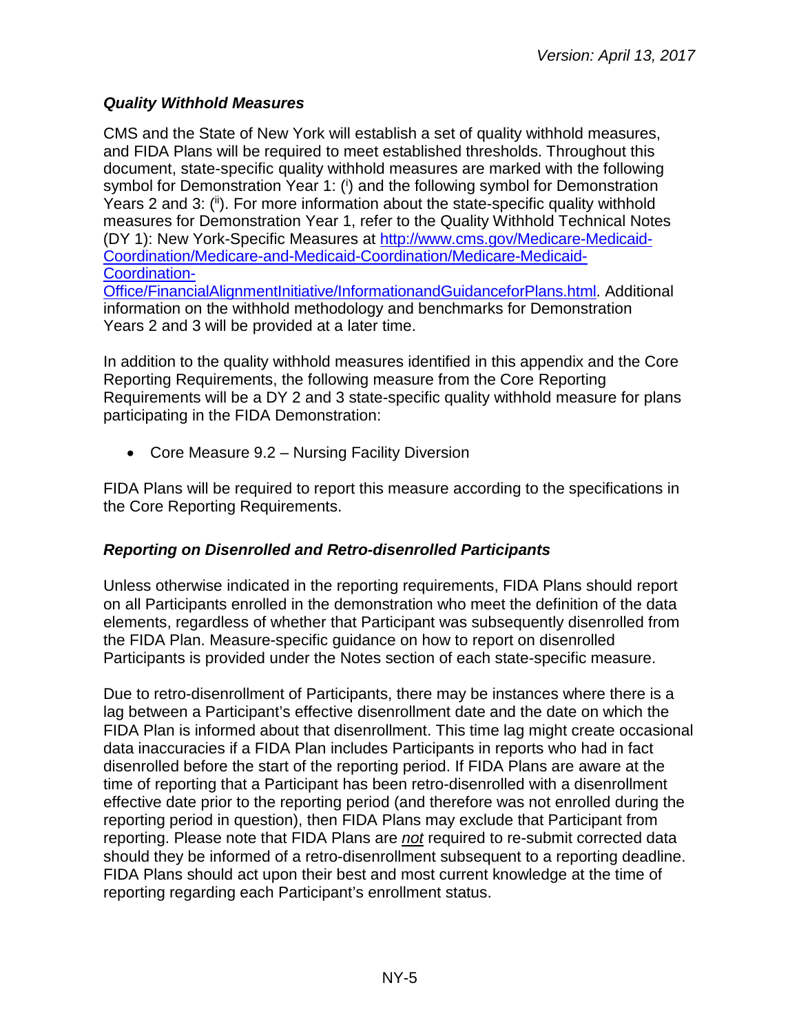### *Quality Withhold Measures*

CMS and the State of New York will establish a set of quality withhold measures, and FIDA Plans will be required to meet established thresholds. Throughout this document, state-specific quality withhold measures are marked with the following symbol for Demonstration Year 1: (i) and the following symbol for Demonstration Years 2 and 3: (ii). For more information about the state-specific quality withhold measures for Demonstration Year 1, refer to the Quality Withhold Technical Notes (DY 1): New York-Specific Measures at [http://www.cms.gov/Medicare-Medicaid-Coordination/Medicare-and-Medicaid-Coordination/Medicare-Medicaid-Coordination-Office/FinancialAlignmentInitiative/InformationandGuidanceforPlans.html](http://www.cms.gov/Medicare-Medicaid-Coordination/Medicare-and-Medicaid-Coordination/Medicare-Medicaid-Coordination-Office/FinancialAlignmentInitiative/InformationandGuidanceforPlans.html). Additional information on the withhold methodology and benchmarks for Demonstration Years 2 and 3 will be provided at a later time.

In addition to the quality withhold measures identified in this appendix and the Core Reporting Requirements, the following measure from the Core Reporting Requirements will be a DY 2 and 3 state-specific quality withhold measure for plans participating in the FIDA Demonstration:

- Core Measure 9.2 – Nursing Facility Diversion

FIDA Plans will be required to report this measure according to the specifications in the Core Reporting Requirements.

### *Reporting on Disenrolled and Retro-disenrolled Participants*

Unless otherwise indicated in the reporting requirements, FIDA Plans should report on all Participants enrolled in the demonstration who meet the definition of the data elements, regardless of whether that Participant was subsequently disenrolled from the FIDA Plan. Measure-specific guidance on how to report on disenrolled Participants is provided under the Notes section of each state-specific measure.

Due to retro-disenrollment of Participants, there may be instances where there is a lag between a Participant's effective disenrollment date and the date on which the FIDA Plan is informed about that disenrollment. This time lag might create occasional data inaccuracies if a FIDA Plan includes Participants in reports who had in fact disenrolled before the start of the reporting period. If FIDA Plans are aware at the time of reporting that a Participant has been retro-disenrolled with a disenrollment effective date prior to the reporting period (and therefore was not enrolled during the reporting period in question), then FIDA Plans may exclude that Participant from reporting. Please note that FIDA Plans are ***not*** required to re-submit corrected data should they be informed of a retro-disenrollment subsequent to a reporting deadline. FIDA Plans should act upon their best and most current knowledge at the time of reporting regarding each Participant's enrollment status.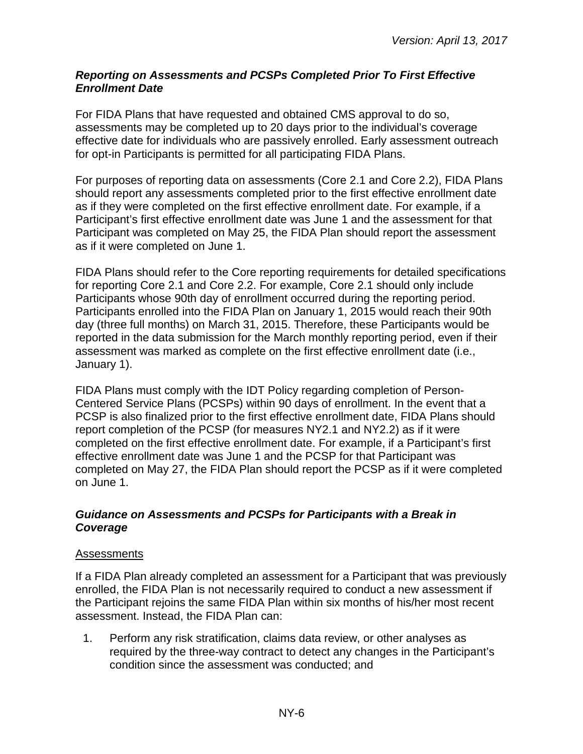### *Reporting on Assessments and PCSPs Completed Prior To First Effective Enrollment Date*

For FIDA Plans that have requested and obtained CMS approval to do so, assessments may be completed up to 20 days prior to the individual's coverage effective date for individuals who are passively enrolled. Early assessment outreach for opt-in Participants is permitted for all participating FIDA Plans.

For purposes of reporting data on assessments (Core 2.1 and Core 2.2), FIDA Plans should report any assessments completed prior to the first effective enrollment date as if they were completed on the first effective enrollment date. For example, if a Participant's first effective enrollment date was June 1 and the assessment for that Participant was completed on May 25, the FIDA Plan should report the assessment as if it were completed on June 1.

FIDA Plans should refer to the Core reporting requirements for detailed specifications for reporting Core 2.1 and Core 2.2. For example, Core 2.1 should only include Participants whose 90th day of enrollment occurred during the reporting period. Participants enrolled into the FIDA Plan on January 1, 2015 would reach their 90th day (three full months) on March 31, 2015. Therefore, these Participants would be reported in the data submission for the March monthly reporting period, even if their assessment was marked as complete on the first effective enrollment date (i.e., January 1).

FIDA Plans must comply with the IDT Policy regarding completion of Person-Centered Service Plans (PCSPs) within 90 days of enrollment. In the event that a PCSP is also finalized prior to the first effective enrollment date, FIDA Plans should report completion of the PCSP (for measures NY2.1 and NY2.2) as if it were completed on the first effective enrollment date. For example, if a Participant's first effective enrollment date was June 1 and the PCSP for that Participant was completed on May 27, the FIDA Plan should report the PCSP as if it were completed on June 1.

### *Guidance on Assessments and PCSPs for Participants with a Break in Coverage*

<u>Assessments</u>

If a FIDA Plan already completed an assessment for a Participant that was previously enrolled, the FIDA Plan is not necessarily required to conduct a new assessment if the Participant rejoins the same FIDA Plan within six months of his/her most recent assessment. Instead, the FIDA Plan can:

1. Perform any risk stratification, claims data review, or other analyses as required by the three-way contract to detect any changes in the Participant's condition since the assessment was conducted; and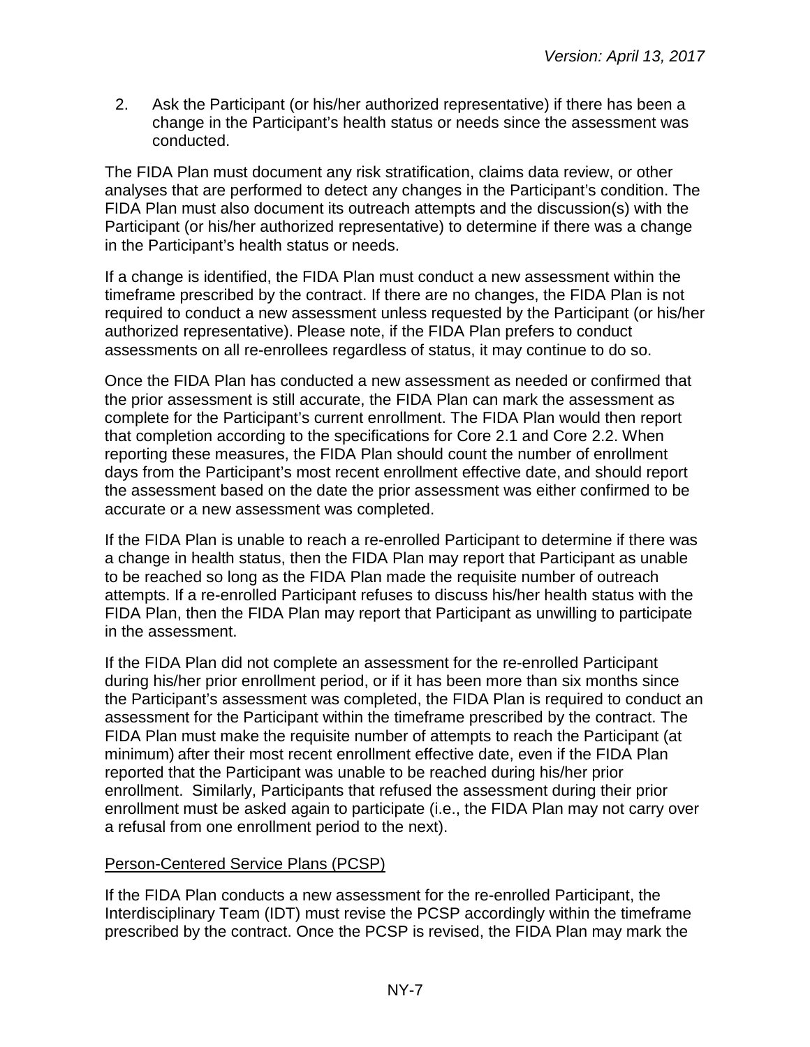2. Ask the Participant (or his/her authorized representative) if there has been a change in the Participant's health status or needs since the assessment was conducted.

The FIDA Plan must document any risk stratification, claims data review, or other analyses that are performed to detect any changes in the Participant's condition. The FIDA Plan must also document its outreach attempts and the discussion(s) with the Participant (or his/her authorized representative) to determine if there was a change in the Participant's health status or needs.

If a change is identified, the FIDA Plan must conduct a new assessment within the timeframe prescribed by the contract. If there are no changes, the FIDA Plan is not required to conduct a new assessment unless requested by the Participant (or his/her authorized representative). Please note, if the FIDA Plan prefers to conduct assessments on all re-enrollees regardless of status, it may continue to do so.

Once the FIDA Plan has conducted a new assessment as needed or confirmed that the prior assessment is still accurate, the FIDA Plan can mark the assessment as complete for the Participant's current enrollment. The FIDA Plan would then report that completion according to the specifications for Core 2.1 and Core 2.2. When reporting these measures, the FIDA Plan should count the number of enrollment days from the Participant's most recent enrollment effective date, and should report the assessment based on the date the prior assessment was either confirmed to be accurate or a new assessment was completed.

If the FIDA Plan is unable to reach a re-enrolled Participant to determine if there was a change in health status, then the FIDA Plan may report that Participant as unable to be reached so long as the FIDA Plan made the requisite number of outreach attempts. If a re-enrolled Participant refuses to discuss his/her health status with the FIDA Plan, then the FIDA Plan may report that Participant as unwilling to participate in the assessment.

If the FIDA Plan did not complete an assessment for the re-enrolled Participant during his/her prior enrollment period, or if it has been more than six months since the Participant's assessment was completed, the FIDA Plan is required to conduct an assessment for the Participant within the timeframe prescribed by the contract. The FIDA Plan must make the requisite number of attempts to reach the Participant (at minimum) after their most recent enrollment effective date, even if the FIDA Plan reported that the Participant was unable to be reached during his/her prior enrollment. Similarly, Participants that refused the assessment during their prior enrollment must be asked again to participate (i.e., the FIDA Plan may not carry over a refusal from one enrollment period to the next).

Person-Centered Service Plans (PCSP)

If the FIDA Plan conducts a new assessment for the re-enrolled Participant, the Interdisciplinary Team (IDT) must revise the PCSP accordingly within the timeframe prescribed by the contract. Once the PCSP is revised, the FIDA Plan may mark the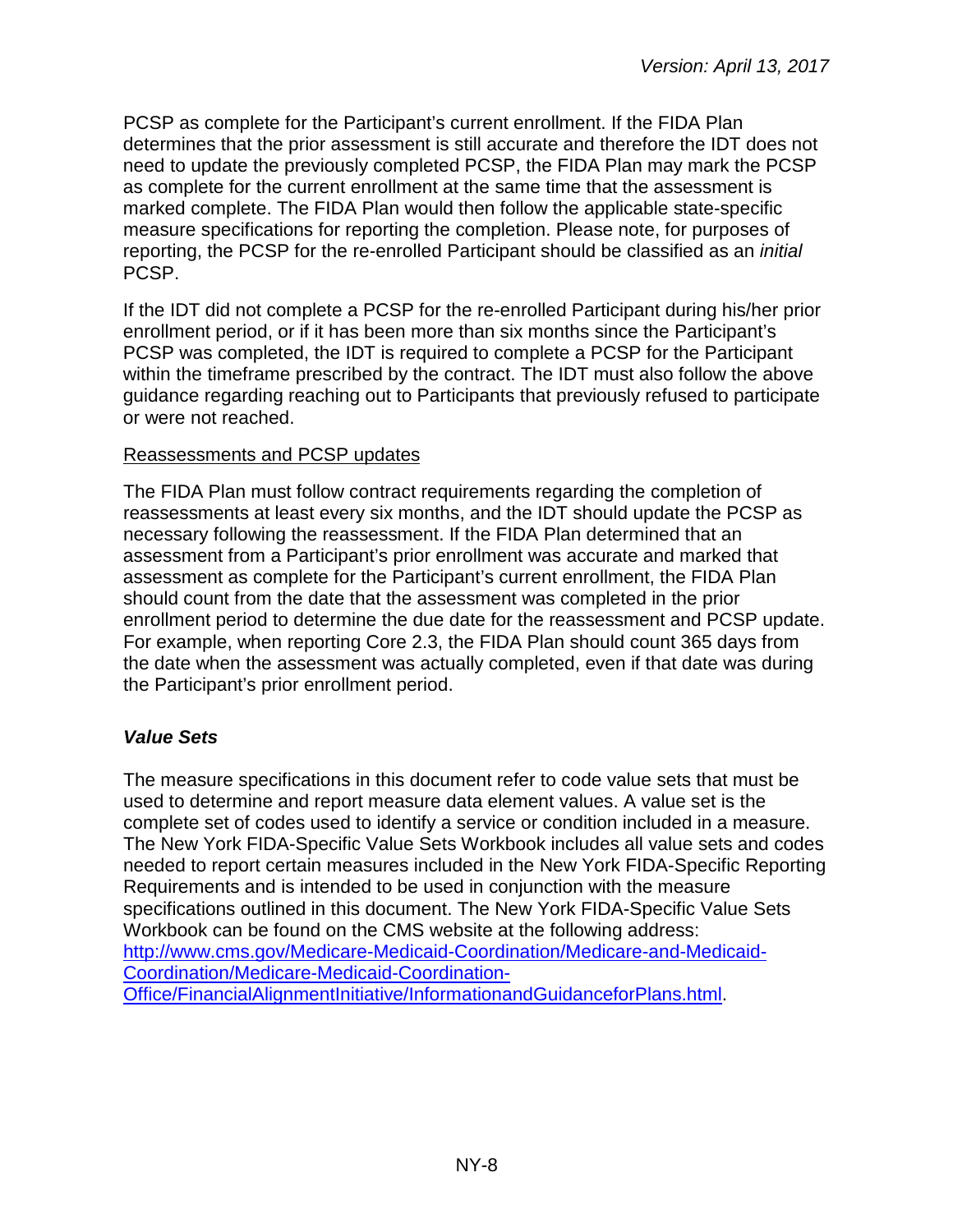PCSP as complete for the Participant's current enrollment. If the FIDA Plan determines that the prior assessment is still accurate and therefore the IDT does not need to update the previously completed PCSP, the FIDA Plan may mark the PCSP as complete for the current enrollment at the same time that the assessment is marked complete. The FIDA Plan would then follow the applicable state-specific measure specifications for reporting the completion. Please note, for purposes of reporting, the PCSP for the re-enrolled Participant should be classified as an *initial* PCSP.

If the IDT did not complete a PCSP for the re-enrolled Participant during his/her prior enrollment period, or if it has been more than six months since the Participant's PCSP was completed, the IDT is required to complete a PCSP for the Participant within the timeframe prescribed by the contract. The IDT must also follow the above guidance regarding reaching out to Participants that previously refused to participate or were not reached.

Reassessments and PCSP updates

The FIDA Plan must follow contract requirements regarding the completion of reassessments at least every six months, and the IDT should update the PCSP as necessary following the reassessment. If the FIDA Plan determined that an assessment from a Participant's prior enrollment was accurate and marked that assessment as complete for the Participant's current enrollment, the FIDA Plan should count from the date that the assessment was completed in the prior enrollment period to determine the due date for the reassessment and PCSP update. For example, when reporting Core 2.3, the FIDA Plan should count 365 days from the date when the assessment was actually completed, even if that date was during the Participant's prior enrollment period.

### *Value Sets*

The measure specifications in this document refer to code value sets that must be used to determine and report measure data element values. A value set is the complete set of codes used to identify a service or condition included in a measure. The New York FIDA-Specific Value Sets Workbook includes all value sets and codes needed to report certain measures included in the New York FIDA-Specific Reporting Requirements and is intended to be used in conjunction with the measure specifications outlined in this document. The New York FIDA-Specific Value Sets Workbook can be found on the CMS website at the following address: [http://www.cms.gov/Medicare-Medicaid-Coordination/Medicare-and-Medicaid-Coordination/Medicare-Medicaid-Coordination-Office/FinancialAlignmentInitiative/InformationandGuidanceforPlans.html](http://www.cms.gov/Medicare-Medicaid-Coordination/Medicare-and-Medicaid-Coordination/Medicare-Medicaid-Coordination-Office/FinancialAlignmentInitiative/InformationandGuidanceforPlans.html).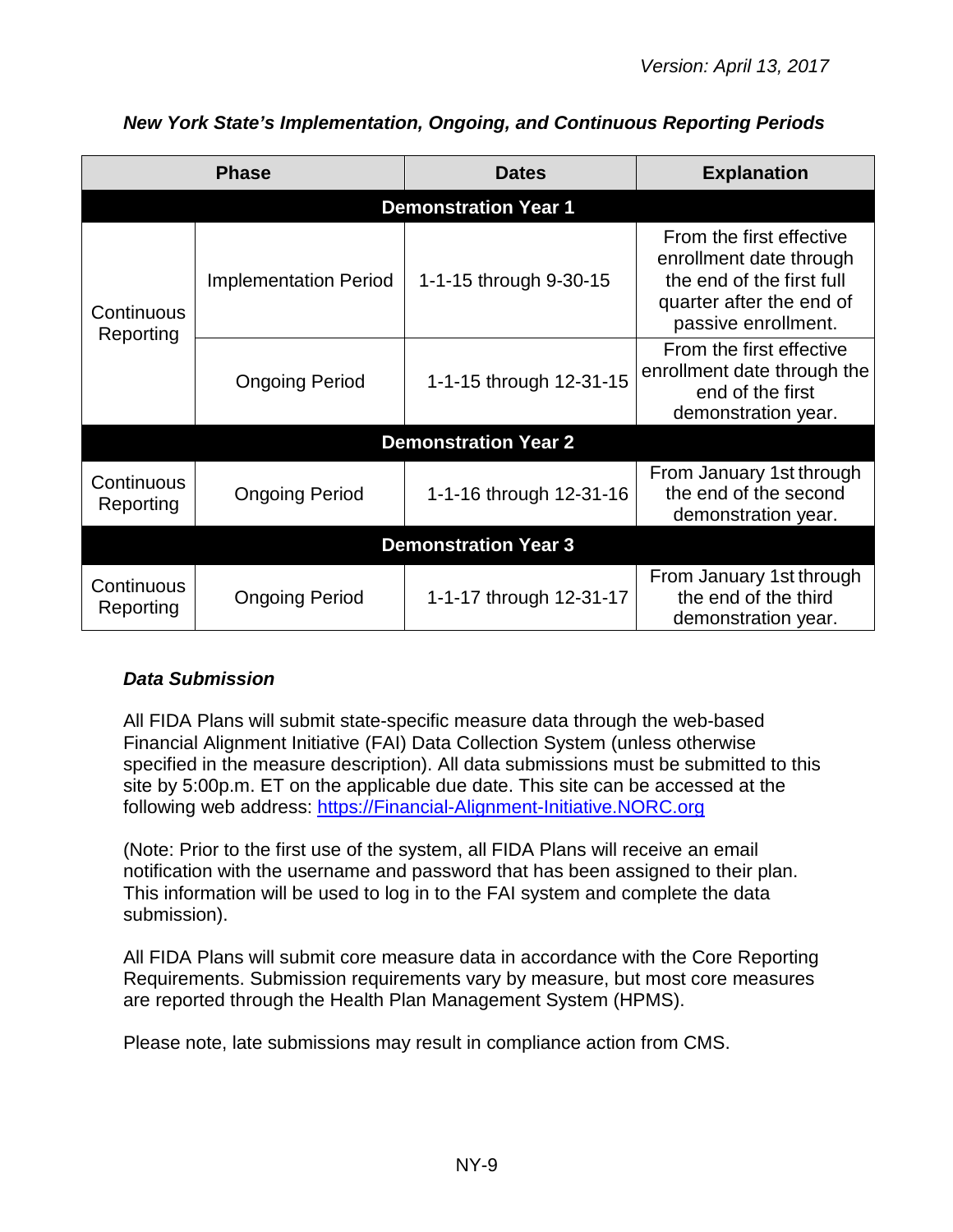*Version: April 13, 2017*

***New York State's Implementation, Ongoing, and Continuous Reporting Periods***

| Phase | | Dates | Explanation |
|---|---|---|---|
| **Demonstration Year 1** | | | |
| Continuous Reporting | Implementation Period | 1-1-15 through 9-30-15 | From the first effective enrollment date through the end of the first full quarter after the end of passive enrollment. |
| | Ongoing Period | 1-1-15 through 12-31-15 | From the first effective enrollment date through the end of the first demonstration year. |
| **Demonstration Year 2** | | | |
| Continuous Reporting | Ongoing Period | 1-1-16 through 12-31-16 | From January 1st through the end of the second demonstration year. |
| **Demonstration Year 3** | | | |
| Continuous Reporting | Ongoing Period | 1-1-17 through 12-31-17 | From January 1st through the end of the third demonstration year. |

### *Data Submission*

All FIDA Plans will submit state-specific measure data through the web-based Financial Alignment Initiative (FAI) Data Collection System (unless otherwise specified in the measure description). All data submissions must be submitted to this site by 5:00p.m. ET on the applicable due date. This site can be accessed at the following web address: https://Financial-Alignment-Initiative.NORC.org

(Note: Prior to the first use of the system, all FIDA Plans will receive an email notification with the username and password that has been assigned to their plan. This information will be used to log in to the FAI system and complete the data submission).

All FIDA Plans will submit core measure data in accordance with the Core Reporting Requirements. Submission requirements vary by measure, but most core measures are reported through the Health Plan Management System (HPMS).

Please note, late submissions may result in compliance action from CMS.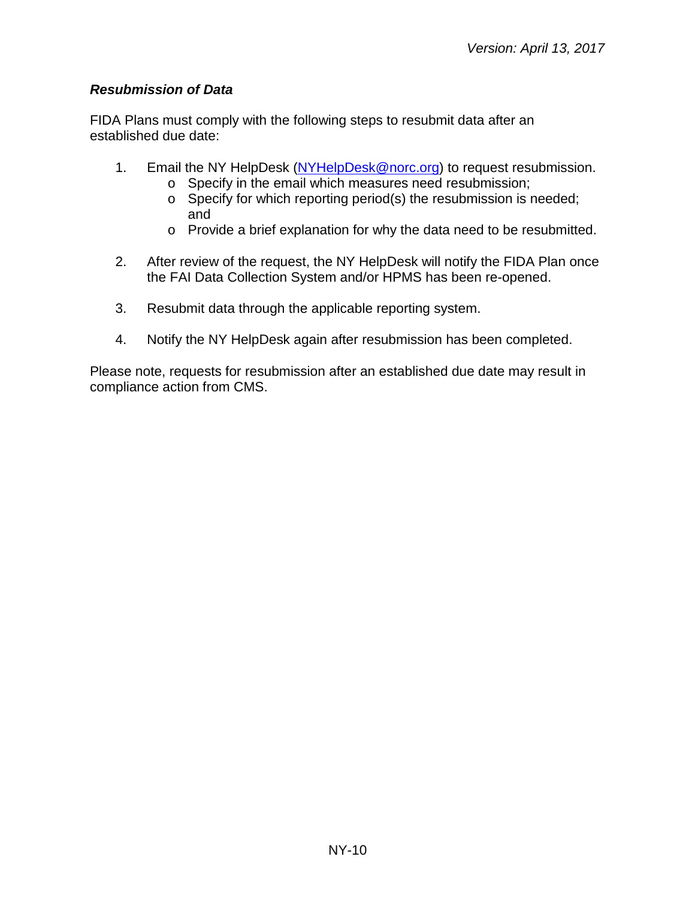### *Resubmission of Data*

FIDA Plans must comply with the following steps to resubmit data after an established due date:

1. Email the NY HelpDesk (NYHelpDesk@norc.org) to request resubmission.
   - Specify in the email which measures need resubmission;
   - Specify for which reporting period(s) the resubmission is needed; and
   - Provide a brief explanation for why the data need to be resubmitted.

2. After review of the request, the NY HelpDesk will notify the FIDA Plan once the FAI Data Collection System and/or HPMS has been re-opened.

3. Resubmit data through the applicable reporting system.

4. Notify the NY HelpDesk again after resubmission has been completed.

Please note, requests for resubmission after an established due date may result in compliance action from CMS.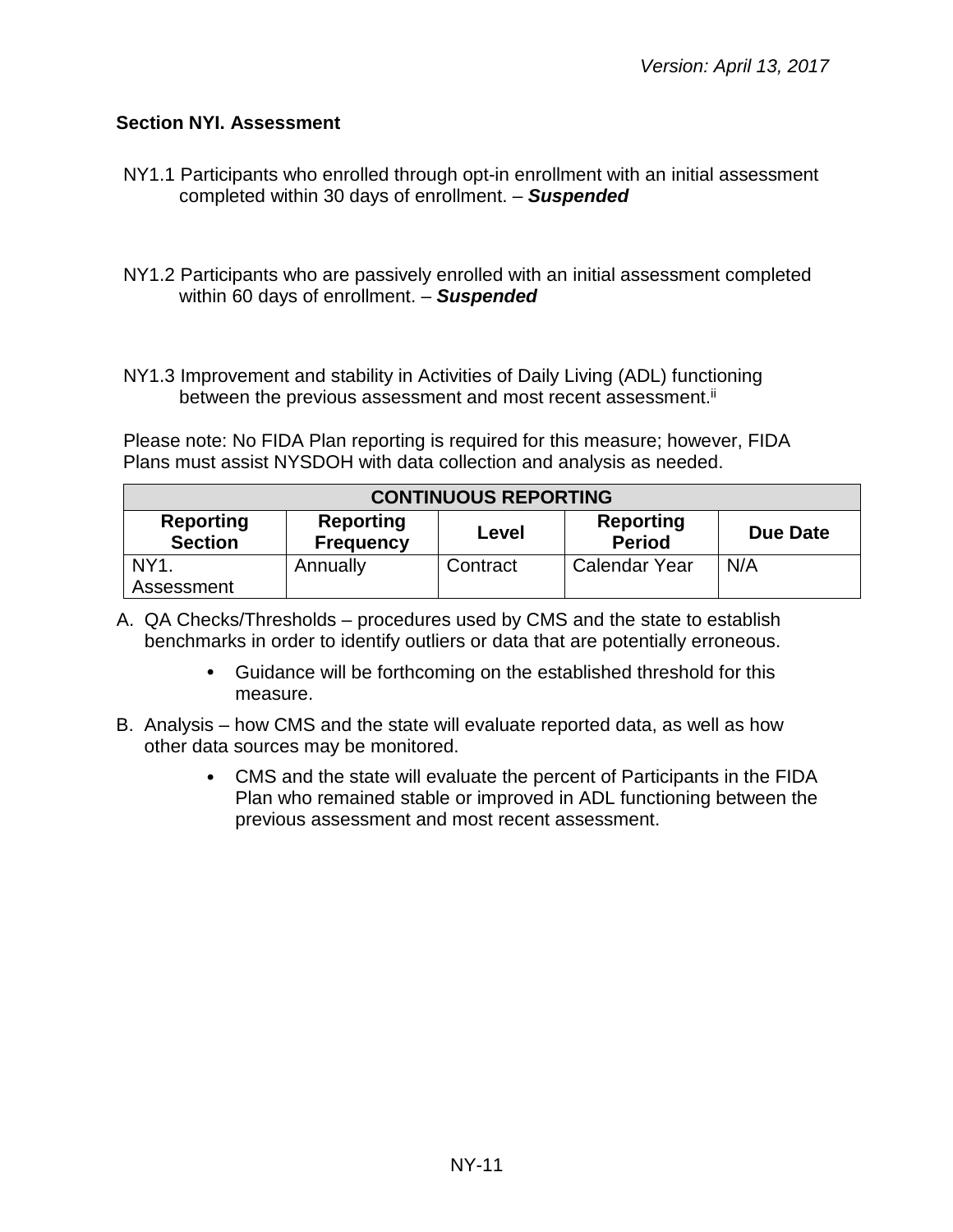### Section NYI. Assessment

NY1.1 Participants who enrolled through opt-in enrollment with an initial assessment completed within 30 days of enrollment. – ***Suspended***

NY1.2 Participants who are passively enrolled with an initial assessment completed within 60 days of enrollment. – ***Suspended***

NY1.3 Improvement and stability in Activities of Daily Living (ADL) functioning between the previous assessment and most recent assessment.[ii]

Please note: No FIDA Plan reporting is required for this measure; however, FIDA Plans must assist NYSDOH with data collection and analysis as needed.

| CONTINUOUS REPORTING | | | | |
|---|---|---|---|---|
| **Reporting Section** | **Reporting Frequency** | **Level** | **Reporting Period** | **Due Date** |
| NY1. Assessment | Annually | Contract | Calendar Year | N/A |

A. QA Checks/Thresholds – procedures used by CMS and the state to establish benchmarks in order to identify outliers or data that are potentially erroneous.
    - Guidance will be forthcoming on the established threshold for this measure.

B. Analysis – how CMS and the state will evaluate reported data, as well as how other data sources may be monitored.
    - CMS and the state will evaluate the percent of Participants in the FIDA Plan who remained stable or improved in ADL functioning between the previous assessment and most recent assessment.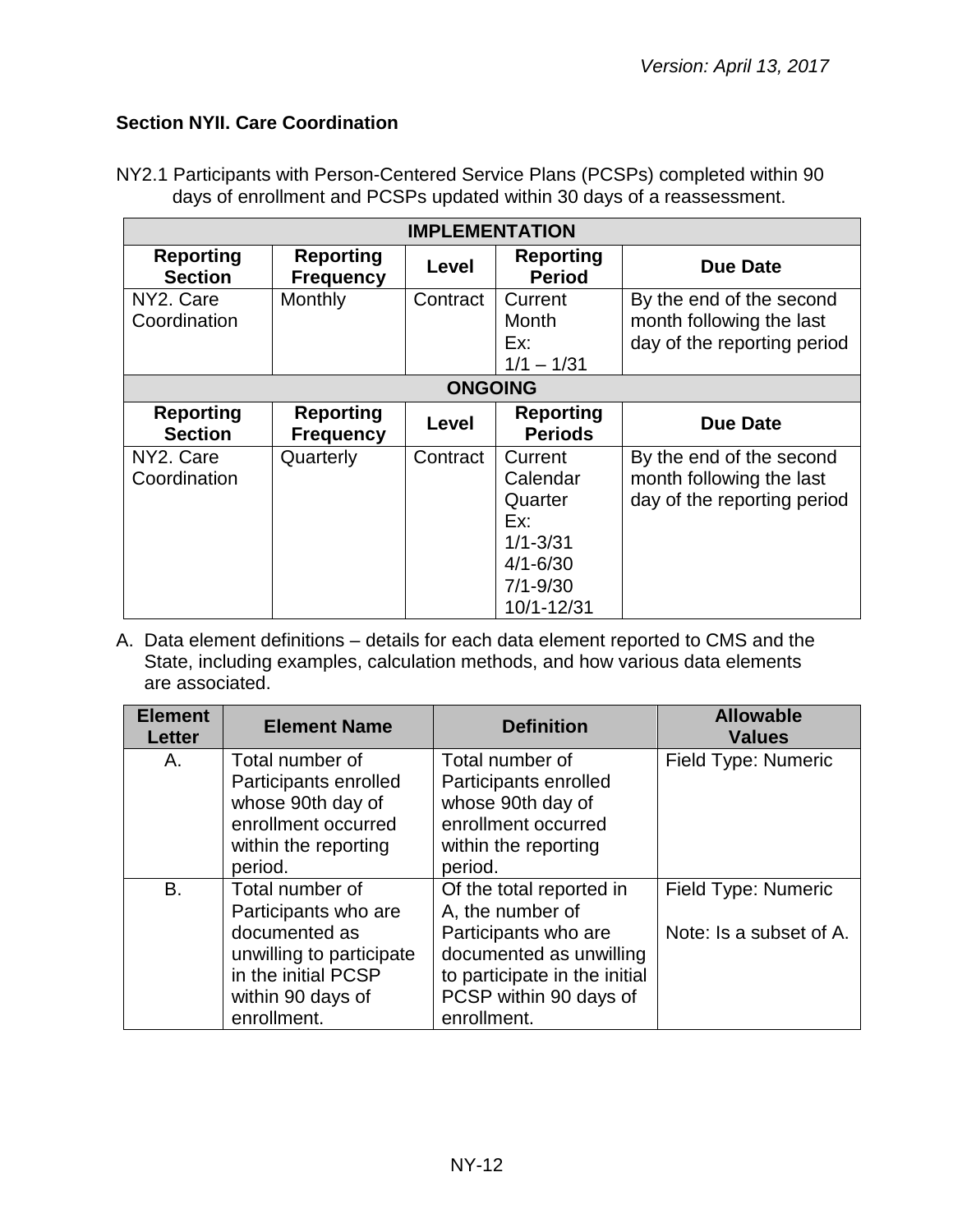## Section NYII. Care Coordination

NY2.1 Participants with Person-Centered Service Plans (PCSPs) completed within 90 days of enrollment and PCSPs updated within 30 days of a reassessment.

| IMPLEMENTATION | | | | |
|---|---|---|---|---|
| **Reporting Section** | **Reporting Frequency** | **Level** | **Reporting Period** | **Due Date** |
| NY2. Care Coordination | Monthly | Contract | Current Month Ex: 1/1 – 1/31 | By the end of the second month following the last day of the reporting period |
| **ONGOING** | | | | |
| **Reporting Section** | **Reporting Frequency** | **Level** | **Reporting Periods** | **Due Date** |
| NY2. Care Coordination | Quarterly | Contract | Current Calendar Quarter Ex: 1/1-3/31 4/1-6/30 7/1-9/30 10/1-12/31 | By the end of the second month following the last day of the reporting period |

A. Data element definitions – details for each data element reported to CMS and the State, including examples, calculation methods, and how various data elements are associated.

| Element Letter | Element Name | Definition | Allowable Values |
|---|---|---|---|
| A. | Total number of Participants enrolled whose 90th day of enrollment occurred within the reporting period. | Total number of Participants enrolled whose 90th day of enrollment occurred within the reporting period. | Field Type: Numeric |
| B. | Total number of Participants who are documented as unwilling to participate in the initial PCSP within 90 days of enrollment. | Of the total reported in A, the number of Participants who are documented as unwilling to participate in the initial PCSP within 90 days of enrollment. | Field Type: Numeric<br><br>Note: Is a subset of A. |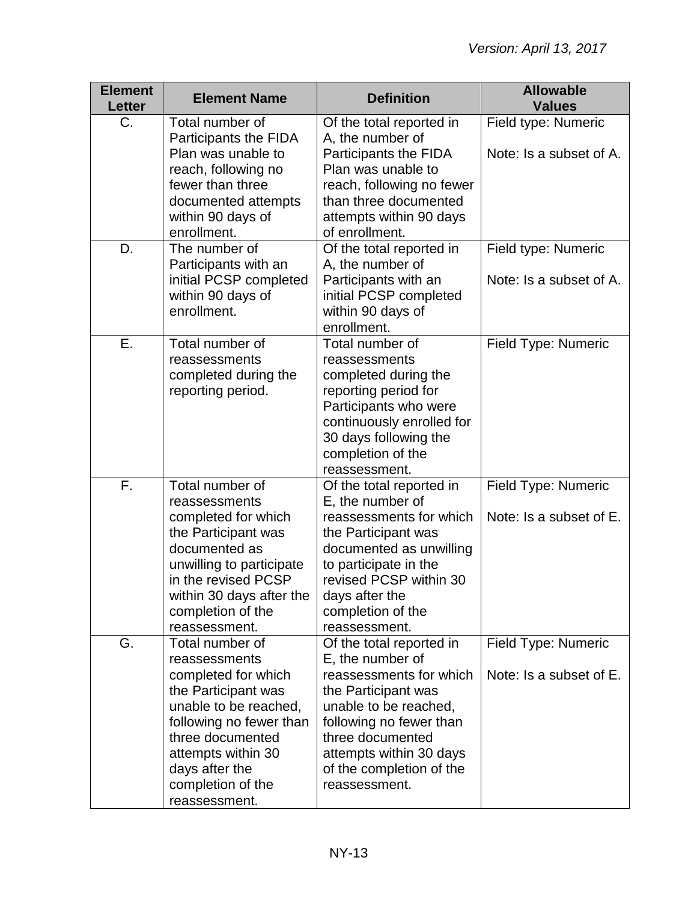| Element Letter | Element Name | Definition | Allowable Values |
|---|---|---|---|
| C. | Total number of Participants the FIDA Plan was unable to reach, following no fewer than three documented attempts within 90 days of enrollment. | Of the total reported in A, the number of Participants the FIDA Plan was unable to reach, following no fewer than three documented attempts within 90 days of enrollment. | Field type: Numeric<br><br>Note: Is a subset of A. |
| D. | The number of Participants with an initial PCSP completed within 90 days of enrollment. | Of the total reported in A, the number of Participants with an initial PCSP completed within 90 days of enrollment. | Field type: Numeric<br><br>Note: Is a subset of A. |
| E. | Total number of reassessments completed during the reporting period. | Total number of reassessments completed during the reporting period for Participants who were continuously enrolled for 30 days following the completion of the reassessment. | Field Type: Numeric |
| F. | Total number of reassessments completed for which the Participant was documented as unwilling to participate in the revised PCSP within 30 days after the completion of the reassessment. | Of the total reported in E, the number of reassessments for which the Participant was documented as unwilling to participate in the revised PCSP within 30 days after the completion of the reassessment. | Field Type: Numeric<br><br>Note: Is a subset of E. |
| G. | Total number of reassessments completed for which the Participant was unable to be reached, following no fewer than three documented attempts within 30 days after the completion of the reassessment. | Of the total reported in E, the number of reassessments for which the Participant was unable to be reached, following no fewer than three documented attempts within 30 days of the completion of the reassessment. | Field Type: Numeric<br><br>Note: Is a subset of E. |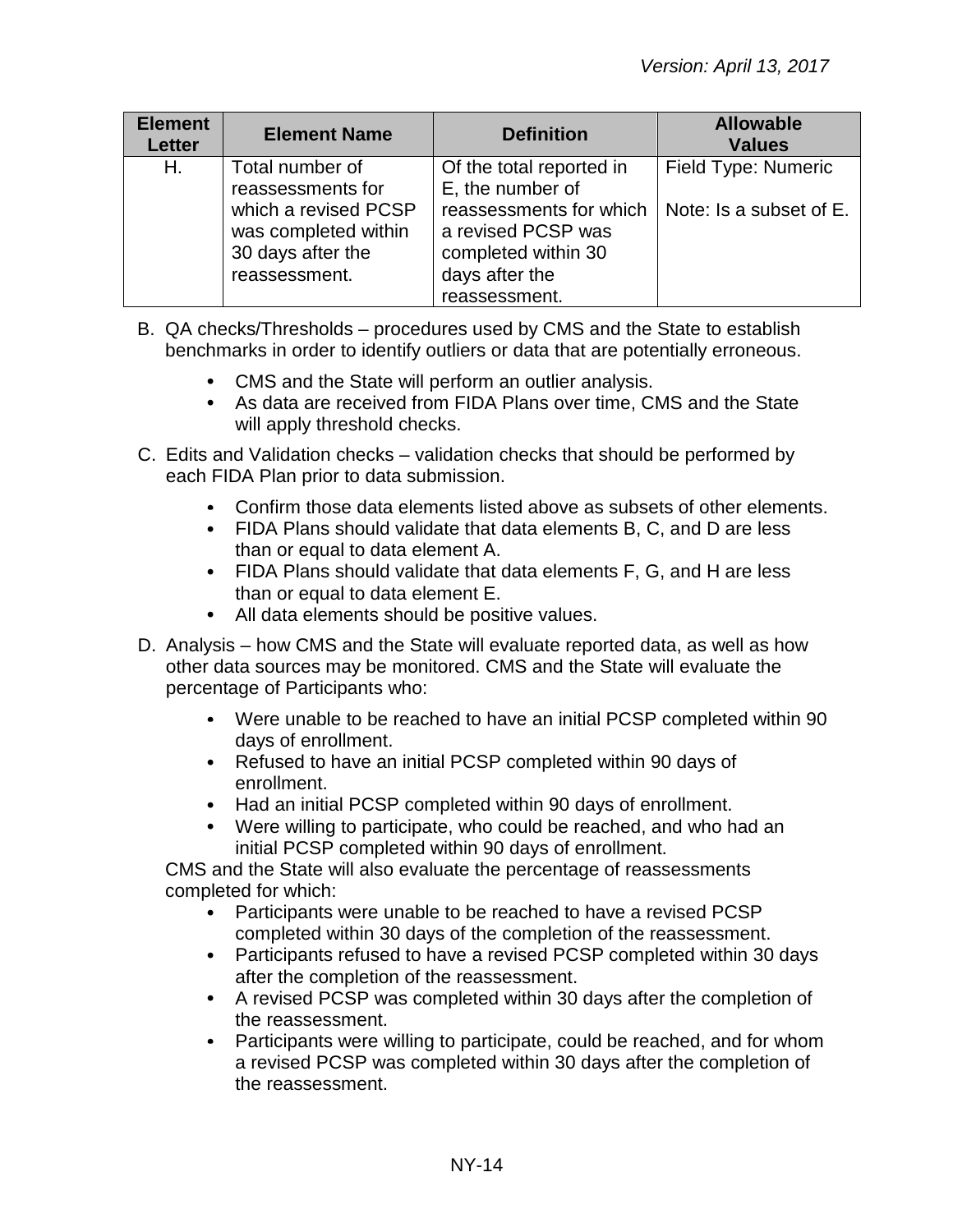| Element Letter | Element Name | Definition | Allowable Values |
|---|---|---|---|
| H. | Total number of reassessments for which a revised PCSP was completed within 30 days after the reassessment. | Of the total reported in E, the number of reassessments for which a revised PCSP was completed within 30 days after the reassessment. | Field Type: Numeric<br><br>Note: Is a subset of E. |

B. QA checks/Thresholds – procedures used by CMS and the State to establish benchmarks in order to identify outliers or data that are potentially erroneous.

- CMS and the State will perform an outlier analysis.
- As data are received from FIDA Plans over time, CMS and the State will apply threshold checks.

C. Edits and Validation checks – validation checks that should be performed by each FIDA Plan prior to data submission.

- Confirm those data elements listed above as subsets of other elements.
- FIDA Plans should validate that data elements B, C, and D are less than or equal to data element A.
- FIDA Plans should validate that data elements F, G, and H are less than or equal to data element E.
- All data elements should be positive values.

D. Analysis – how CMS and the State will evaluate reported data, as well as how other data sources may be monitored. CMS and the State will evaluate the percentage of Participants who:

- Were unable to be reached to have an initial PCSP completed within 90 days of enrollment.
- Refused to have an initial PCSP completed within 90 days of enrollment.
- Had an initial PCSP completed within 90 days of enrollment.
- Were willing to participate, who could be reached, and who had an initial PCSP completed within 90 days of enrollment.

CMS and the State will also evaluate the percentage of reassessments completed for which:

- Participants were unable to be reached to have a revised PCSP completed within 30 days of the completion of the reassessment.
- Participants refused to have a revised PCSP completed within 30 days after the completion of the reassessment.
- A revised PCSP was completed within 30 days after the completion of the reassessment.
- Participants were willing to participate, could be reached, and for whom a revised PCSP was completed within 30 days after the completion of the reassessment.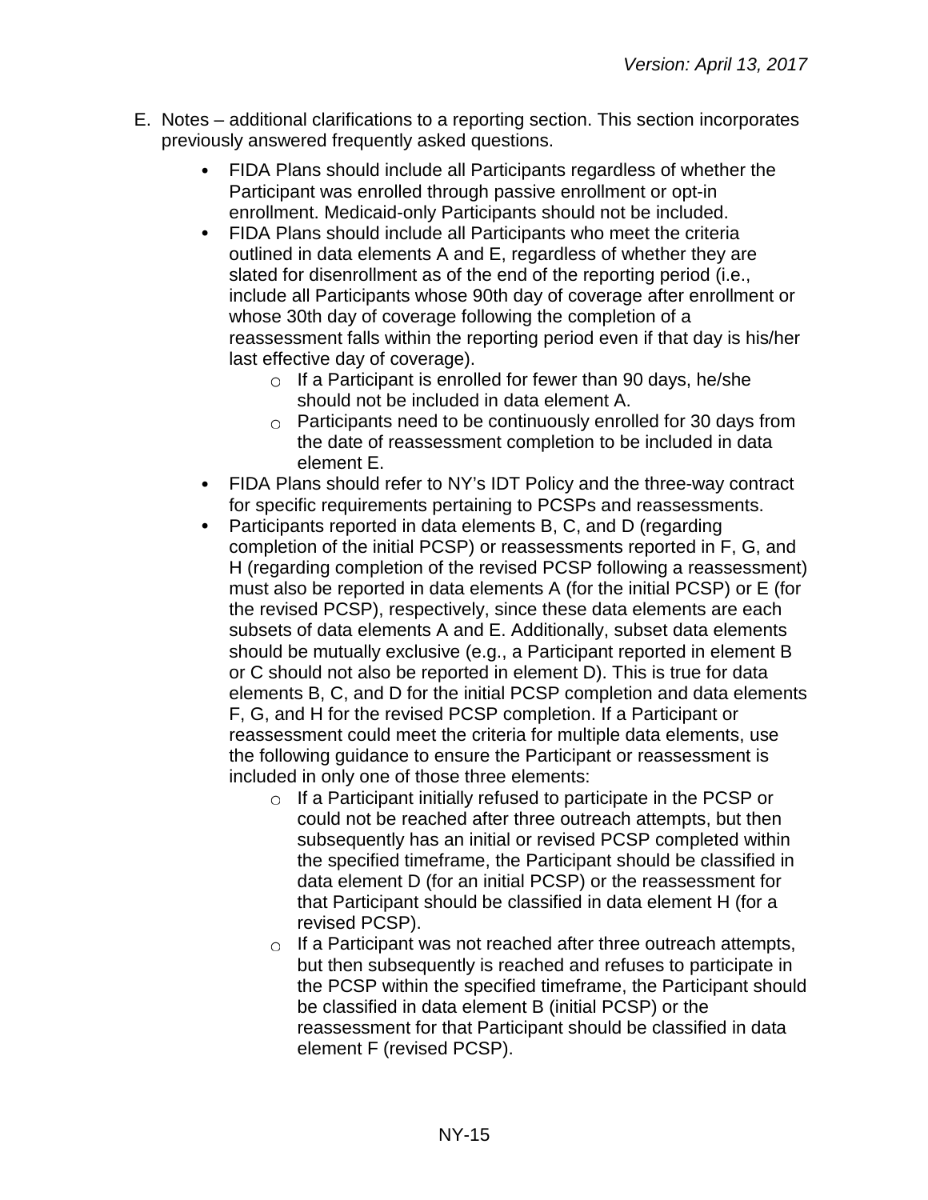E. Notes – additional clarifications to a reporting section. This section incorporates previously answered frequently asked questions.

- FIDA Plans should include all Participants regardless of whether the Participant was enrolled through passive enrollment or opt-in enrollment. Medicaid-only Participants should not be included.
- FIDA Plans should include all Participants who meet the criteria outlined in data elements A and E, regardless of whether they are slated for disenrollment as of the end of the reporting period (i.e., include all Participants whose 90th day of coverage after enrollment or whose 30th day of coverage following the completion of a reassessment falls within the reporting period even if that day is his/her last effective day of coverage).
  - If a Participant is enrolled for fewer than 90 days, he/she should not be included in data element A.
  - Participants need to be continuously enrolled for 30 days from the date of reassessment completion to be included in data element E.
- FIDA Plans should refer to NY's IDT Policy and the three-way contract for specific requirements pertaining to PCSPs and reassessments.
- Participants reported in data elements B, C, and D (regarding completion of the initial PCSP) or reassessments reported in F, G, and H (regarding completion of the revised PCSP following a reassessment) must also be reported in data elements A (for the initial PCSP) or E (for the revised PCSP), respectively, since these data elements are each subsets of data elements A and E. Additionally, subset data elements should be mutually exclusive (e.g., a Participant reported in element B or C should not also be reported in element D). This is true for data elements B, C, and D for the initial PCSP completion and data elements F, G, and H for the revised PCSP completion. If a Participant or reassessment could meet the criteria for multiple data elements, use the following guidance to ensure the Participant or reassessment is included in only one of those three elements:
  - If a Participant initially refused to participate in the PCSP or could not be reached after three outreach attempts, but then subsequently has an initial or revised PCSP completed within the specified timeframe, the Participant should be classified in data element D (for an initial PCSP) or the reassessment for that Participant should be classified in data element H (for a revised PCSP).
  - If a Participant was not reached after three outreach attempts, but then subsequently is reached and refuses to participate in the PCSP within the specified timeframe, the Participant should be classified in data element B (initial PCSP) or the reassessment for that Participant should be classified in data element F (revised PCSP).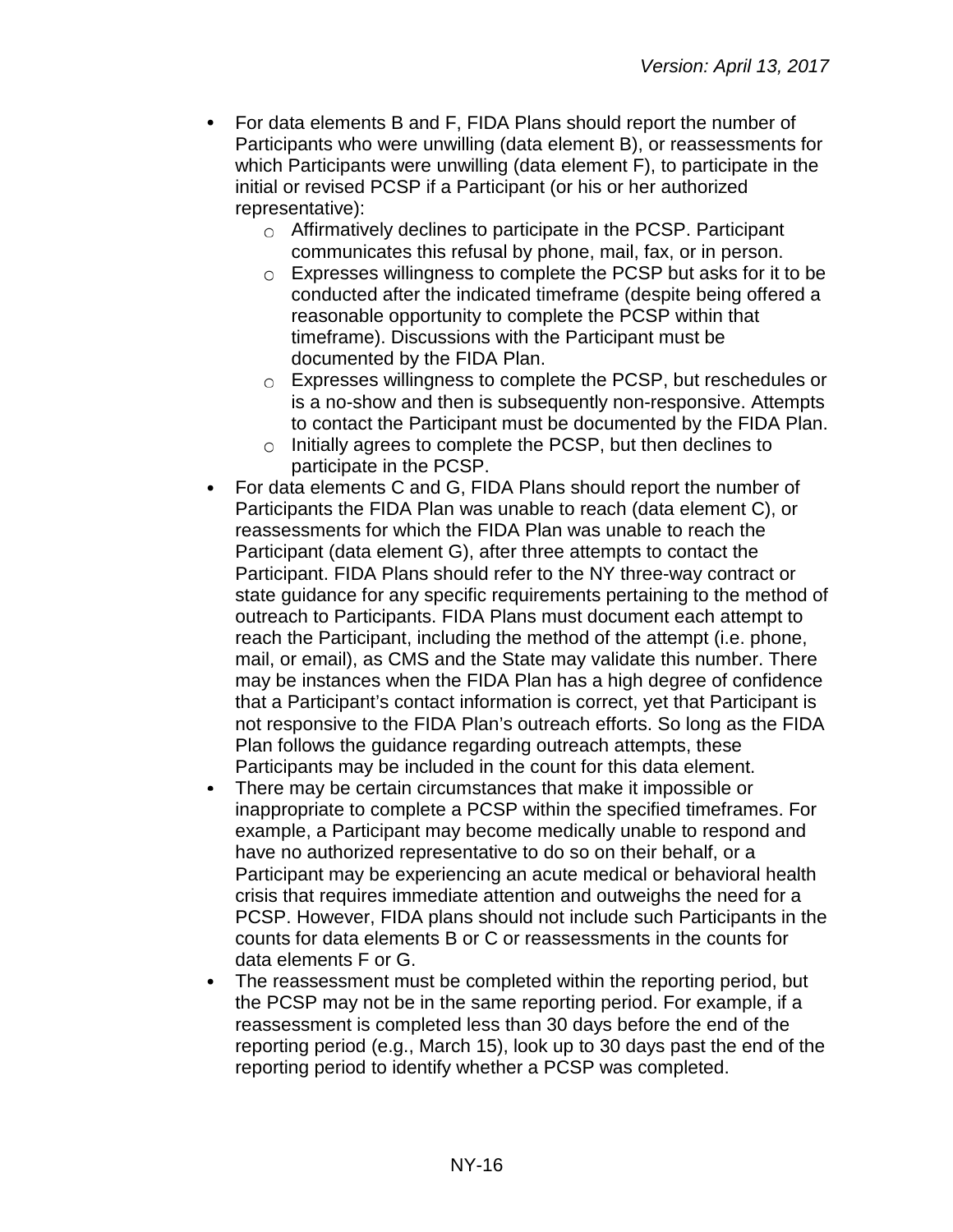- For data elements B and F, FIDA Plans should report the number of Participants who were unwilling (data element B), or reassessments for which Participants were unwilling (data element F), to participate in the initial or revised PCSP if a Participant (or his or her authorized representative):
  - Affirmatively declines to participate in the PCSP. Participant communicates this refusal by phone, mail, fax, or in person.
  - Expresses willingness to complete the PCSP but asks for it to be conducted after the indicated timeframe (despite being offered a reasonable opportunity to complete the PCSP within that timeframe). Discussions with the Participant must be documented by the FIDA Plan.
  - Expresses willingness to complete the PCSP, but reschedules or is a no-show and then is subsequently non-responsive. Attempts to contact the Participant must be documented by the FIDA Plan.
  - Initially agrees to complete the PCSP, but then declines to participate in the PCSP.
- For data elements C and G, FIDA Plans should report the number of Participants the FIDA Plan was unable to reach (data element C), or reassessments for which the FIDA Plan was unable to reach the Participant (data element G), after three attempts to contact the Participant. FIDA Plans should refer to the NY three-way contract or state guidance for any specific requirements pertaining to the method of outreach to Participants. FIDA Plans must document each attempt to reach the Participant, including the method of the attempt (i.e. phone, mail, or email), as CMS and the State may validate this number. There may be instances when the FIDA Plan has a high degree of confidence that a Participant's contact information is correct, yet that Participant is not responsive to the FIDA Plan's outreach efforts. So long as the FIDA Plan follows the guidance regarding outreach attempts, these Participants may be included in the count for this data element.
- There may be certain circumstances that make it impossible or inappropriate to complete a PCSP within the specified timeframes. For example, a Participant may become medically unable to respond and have no authorized representative to do so on their behalf, or a Participant may be experiencing an acute medical or behavioral health crisis that requires immediate attention and outweighs the need for a PCSP. However, FIDA plans should not include such Participants in the counts for data elements B or C or reassessments in the counts for data elements F or G.
- The reassessment must be completed within the reporting period, but the PCSP may not be in the same reporting period. For example, if a reassessment is completed less than 30 days before the end of the reporting period (e.g., March 15), look up to 30 days past the end of the reporting period to identify whether a PCSP was completed.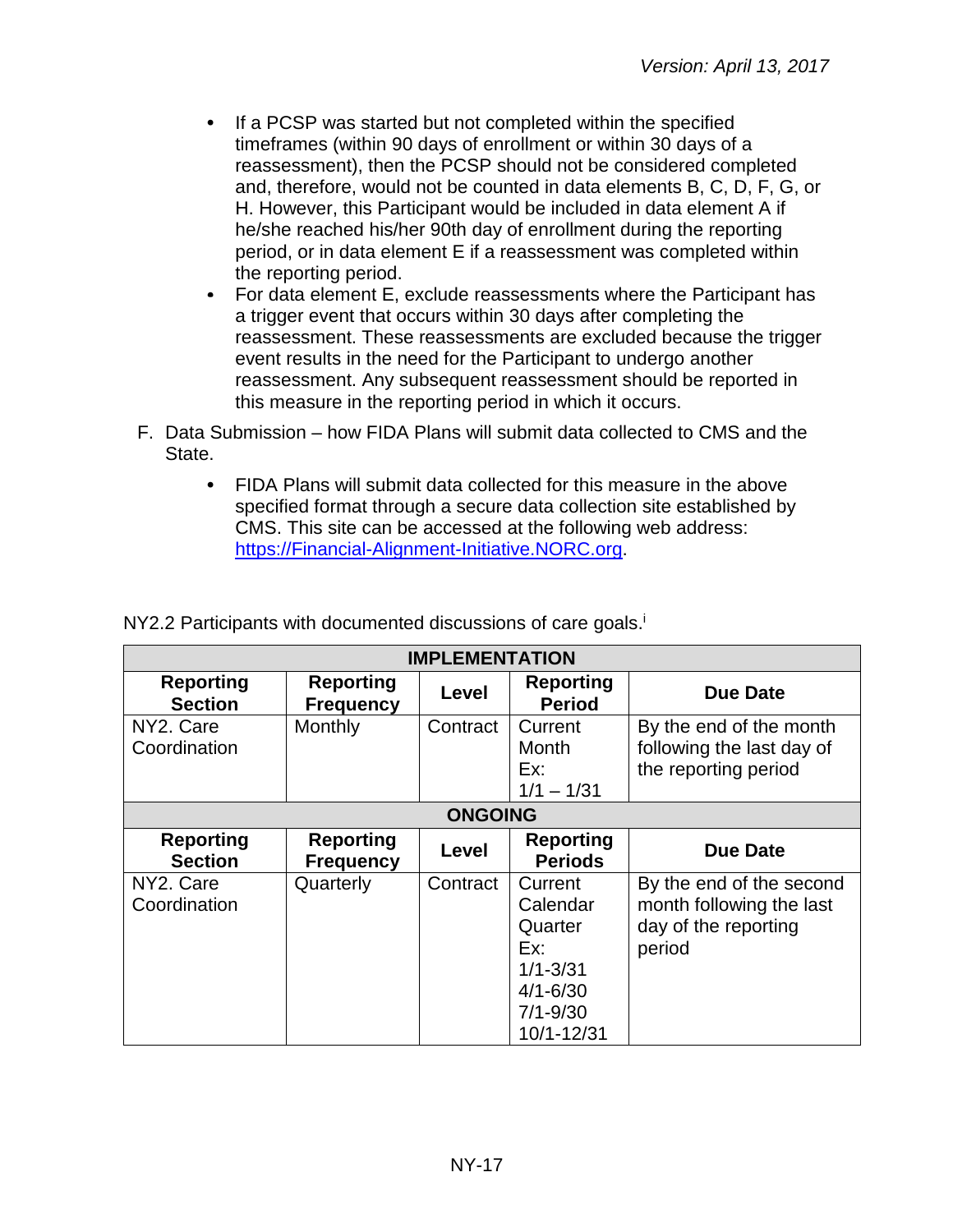- If a PCSP was started but not completed within the specified timeframes (within 90 days of enrollment or within 30 days of a reassessment), then the PCSP should not be considered completed and, therefore, would not be counted in data elements B, C, D, F, G, or H. However, this Participant would be included in data element A if he/she reached his/her 90th day of enrollment during the reporting period, or in data element E if a reassessment was completed within the reporting period.
- For data element E, exclude reassessments where the Participant has a trigger event that occurs within 30 days after completing the reassessment. These reassessments are excluded because the trigger event results in the need for the Participant to undergo another reassessment. Any subsequent reassessment should be reported in this measure in the reporting period in which it occurs.

F. Data Submission – how FIDA Plans will submit data collected to CMS and the State.

- FIDA Plans will submit data collected for this measure in the above specified format through a secure data collection site established by CMS. This site can be accessed at the following web address: [https://Financial-Alignment-Initiative.NORC.org](https://Financial-Alignment-Initiative.NORC.org).

NY2.2 Participants with documented discussions of care goals.[i]

| **IMPLEMENTATION** | | | | |
|---|---|---|---|---|
| **Reporting Section** | **Reporting Frequency** | **Level** | **Reporting Period** | **Due Date** |
| NY2. Care Coordination | Monthly | Contract | Current Month Ex: 1/1 – 1/31 | By the end of the month following the last day of the reporting period |
| **ONGOING** | | | | |
| **Reporting Section** | **Reporting Frequency** | **Level** | **Reporting Periods** | **Due Date** |
| NY2. Care Coordination | Quarterly | Contract | Current Calendar Quarter Ex: 1/1-3/31 4/1-6/30 7/1-9/30 10/1-12/31 | By the end of the second month following the last day of the reporting period |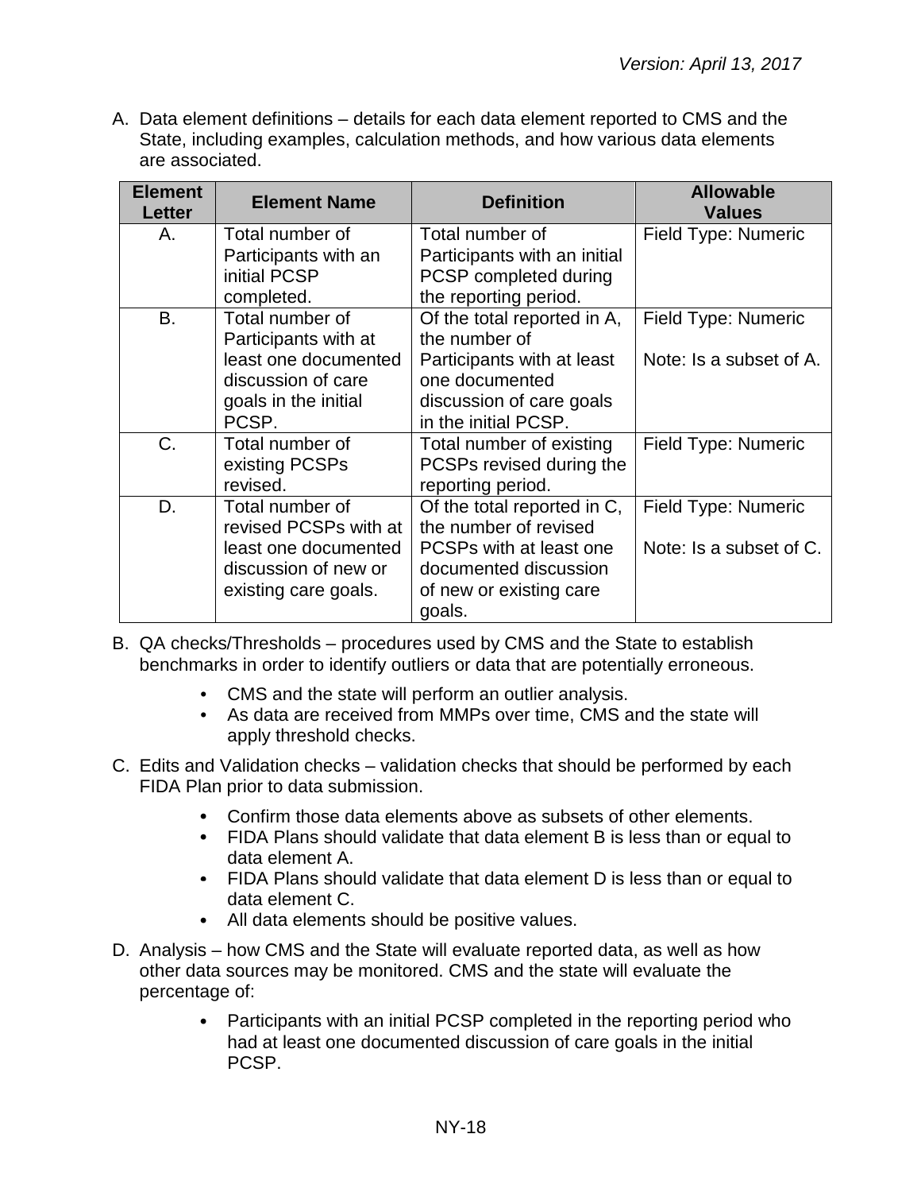A. Data element definitions – details for each data element reported to CMS and the State, including examples, calculation methods, and how various data elements are associated.

| Element Letter | Element Name | Definition | Allowable Values |
|---|---|---|---|
| A. | Total number of Participants with an initial PCSP completed. | Total number of Participants with an initial PCSP completed during the reporting period. | Field Type: Numeric |
| B. | Total number of Participants with at least one documented discussion of care goals in the initial PCSP. | Of the total reported in A, the number of Participants with at least one documented discussion of care goals in the initial PCSP. | Field Type: Numeric<br><br>Note: Is a subset of A. |
| C. | Total number of existing PCSPs revised. | Total number of existing PCSPs revised during the reporting period. | Field Type: Numeric |
| D. | Total number of revised PCSPs with at least one documented discussion of new or existing care goals. | Of the total reported in C, the number of revised PCSPs with at least one documented discussion of new or existing care goals. | Field Type: Numeric<br><br>Note: Is a subset of C. |

B. QA checks/Thresholds – procedures used by CMS and the State to establish benchmarks in order to identify outliers or data that are potentially erroneous.

- CMS and the state will perform an outlier analysis.
- As data are received from MMPs over time, CMS and the state will apply threshold checks.

C. Edits and Validation checks – validation checks that should be performed by each FIDA Plan prior to data submission.

- Confirm those data elements above as subsets of other elements.
- FIDA Plans should validate that data element B is less than or equal to data element A.
- FIDA Plans should validate that data element D is less than or equal to data element C.
- All data elements should be positive values.

D. Analysis – how CMS and the State will evaluate reported data, as well as how other data sources may be monitored. CMS and the state will evaluate the percentage of:

- Participants with an initial PCSP completed in the reporting period who had at least one documented discussion of care goals in the initial PCSP.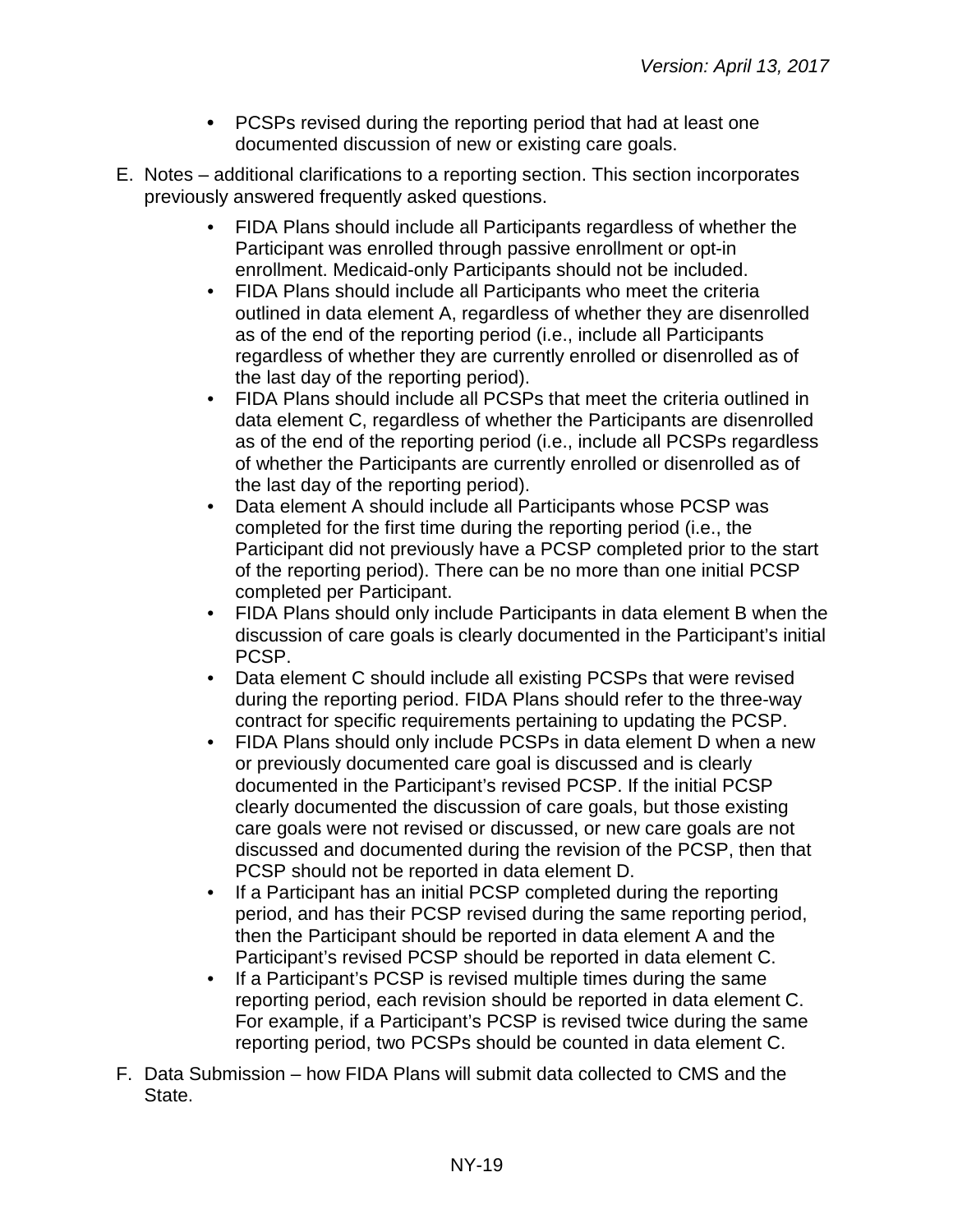- PCSPs revised during the reporting period that had at least one documented discussion of new or existing care goals.

E. Notes – additional clarifications to a reporting section. This section incorporates previously answered frequently asked questions.

   - FIDA Plans should include all Participants regardless of whether the Participant was enrolled through passive enrollment or opt-in enrollment. Medicaid-only Participants should not be included.
   - FIDA Plans should include all Participants who meet the criteria outlined in data element A, regardless of whether they are disenrolled as of the end of the reporting period (i.e., include all Participants regardless of whether they are currently enrolled or disenrolled as of the last day of the reporting period).
   - FIDA Plans should include all PCSPs that meet the criteria outlined in data element C, regardless of whether the Participants are disenrolled as of the end of the reporting period (i.e., include all PCSPs regardless of whether the Participants are currently enrolled or disenrolled as of the last day of the reporting period).
   - Data element A should include all Participants whose PCSP was completed for the first time during the reporting period (i.e., the Participant did not previously have a PCSP completed prior to the start of the reporting period). There can be no more than one initial PCSP completed per Participant.
   - FIDA Plans should only include Participants in data element B when the discussion of care goals is clearly documented in the Participant's initial PCSP.
   - Data element C should include all existing PCSPs that were revised during the reporting period. FIDA Plans should refer to the three-way contract for specific requirements pertaining to updating the PCSP.
   - FIDA Plans should only include PCSPs in data element D when a new or previously documented care goal is discussed and is clearly documented in the Participant's revised PCSP. If the initial PCSP clearly documented the discussion of care goals, but those existing care goals were not revised or discussed, or new care goals are not discussed and documented during the revision of the PCSP, then that PCSP should not be reported in data element D.
   - If a Participant has an initial PCSP completed during the reporting period, and has their PCSP revised during the same reporting period, then the Participant should be reported in data element A and the Participant's revised PCSP should be reported in data element C.
   - If a Participant's PCSP is revised multiple times during the same reporting period, each revision should be reported in data element C. For example, if a Participant's PCSP is revised twice during the same reporting period, two PCSPs should be counted in data element C.

F. Data Submission – how FIDA Plans will submit data collected to CMS and the State.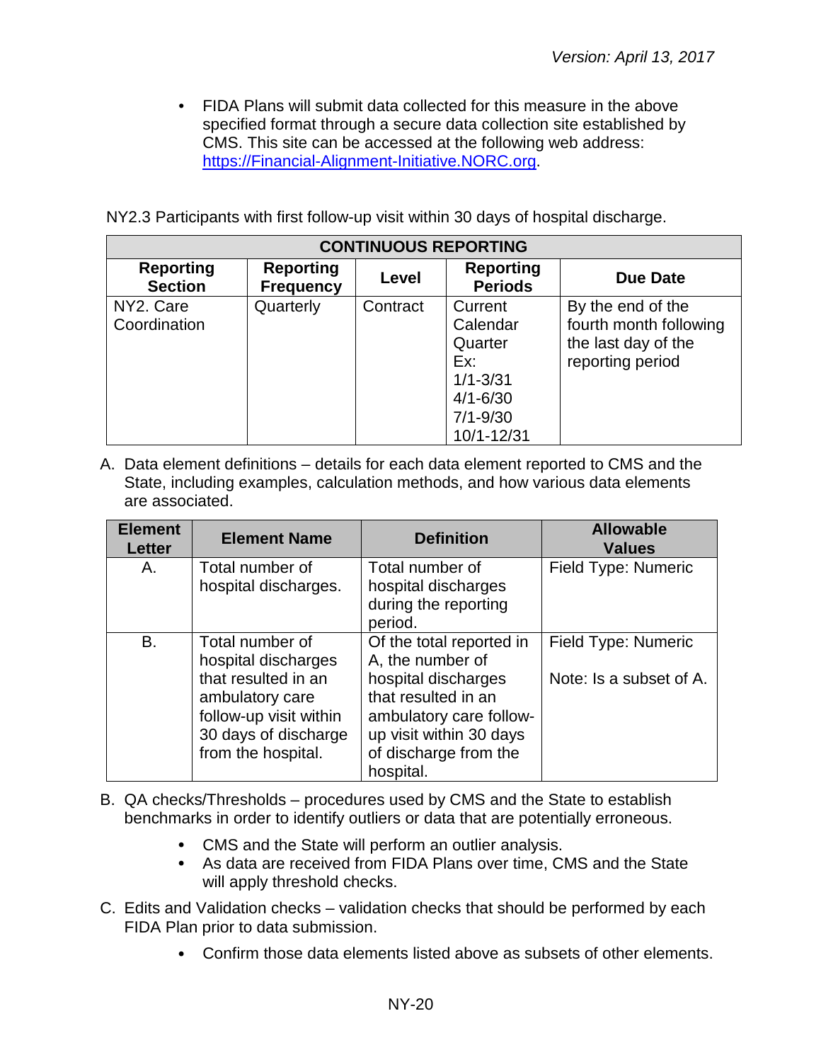- FIDA Plans will submit data collected for this measure in the above specified format through a secure data collection site established by CMS. This site can be accessed at the following web address: https://Financial-Alignment-Initiative.NORC.org.

NY2.3 Participants with first follow-up visit within 30 days of hospital discharge.

| CONTINUOUS REPORTING | | | | |
|---|---|---|---|---|
| **Reporting Section** | **Reporting Frequency** | **Level** | **Reporting Periods** | **Due Date** |
| NY2. Care Coordination | Quarterly | Contract | Current Calendar Quarter Ex: 1/1-3/31 4/1-6/30 7/1-9/30 10/1-12/31 | By the end of the fourth month following the last day of the reporting period |

A. Data element definitions – details for each data element reported to CMS and the State, including examples, calculation methods, and how various data elements are associated.

| Element Letter | Element Name | Definition | Allowable Values |
|---|---|---|---|
| A. | Total number of hospital discharges. | Total number of hospital discharges during the reporting period. | Field Type: Numeric |
| B. | Total number of hospital discharges that resulted in an ambulatory care follow-up visit within 30 days of discharge from the hospital. | Of the total reported in A, the number of hospital discharges that resulted in an ambulatory care follow-up visit within 30 days of discharge from the hospital. | Field Type: Numeric<br><br>Note: Is a subset of A. |

B. QA checks/Thresholds – procedures used by CMS and the State to establish benchmarks in order to identify outliers or data that are potentially erroneous.

- CMS and the State will perform an outlier analysis.
- As data are received from FIDA Plans over time, CMS and the State will apply threshold checks.

C. Edits and Validation checks – validation checks that should be performed by each FIDA Plan prior to data submission.

- Confirm those data elements listed above as subsets of other elements.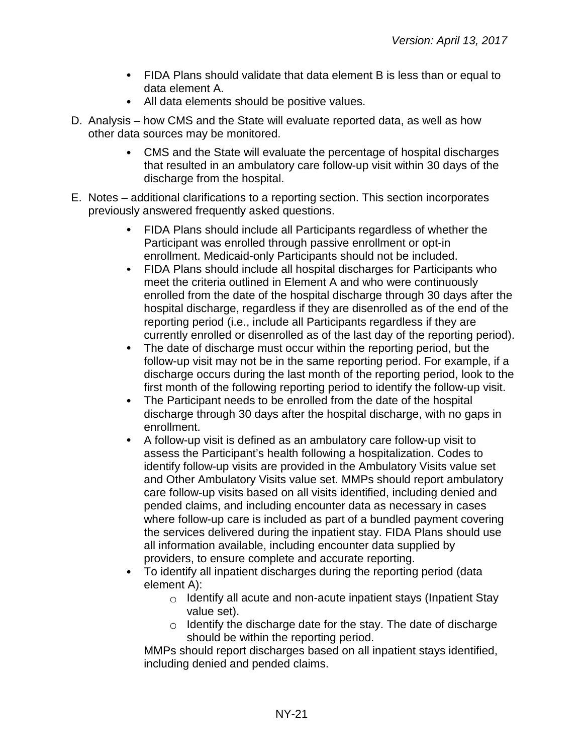- FIDA Plans should validate that data element B is less than or equal to data element A.
- All data elements should be positive values.

D. Analysis – how CMS and the State will evaluate reported data, as well as how other data sources may be monitored.

- CMS and the State will evaluate the percentage of hospital discharges that resulted in an ambulatory care follow-up visit within 30 days of the discharge from the hospital.

E. Notes – additional clarifications to a reporting section. This section incorporates previously answered frequently asked questions.

- FIDA Plans should include all Participants regardless of whether the Participant was enrolled through passive enrollment or opt-in enrollment. Medicaid-only Participants should not be included.
- FIDA Plans should include all hospital discharges for Participants who meet the criteria outlined in Element A and who were continuously enrolled from the date of the hospital discharge through 30 days after the hospital discharge, regardless if they are disenrolled as of the end of the reporting period (i.e., include all Participants regardless if they are currently enrolled or disenrolled as of the last day of the reporting period).
- The date of discharge must occur within the reporting period, but the follow-up visit may not be in the same reporting period. For example, if a discharge occurs during the last month of the reporting period, look to the first month of the following reporting period to identify the follow-up visit.
- The Participant needs to be enrolled from the date of the hospital discharge through 30 days after the hospital discharge, with no gaps in enrollment.
- A follow-up visit is defined as an ambulatory care follow-up visit to assess the Participant's health following a hospitalization. Codes to identify follow-up visits are provided in the Ambulatory Visits value set and Other Ambulatory Visits value set. MMPs should report ambulatory care follow-up visits based on all visits identified, including denied and pended claims, and including encounter data as necessary in cases where follow-up care is included as part of a bundled payment covering the services delivered during the inpatient stay. FIDA Plans should use all information available, including encounter data supplied by providers, to ensure complete and accurate reporting.
- To identify all inpatient discharges during the reporting period (data element A):
    - Identify all acute and non-acute inpatient stays (Inpatient Stay value set).
    - Identify the discharge date for the stay. The date of discharge should be within the reporting period.

  MMPs should report discharges based on all inpatient stays identified, including denied and pended claims.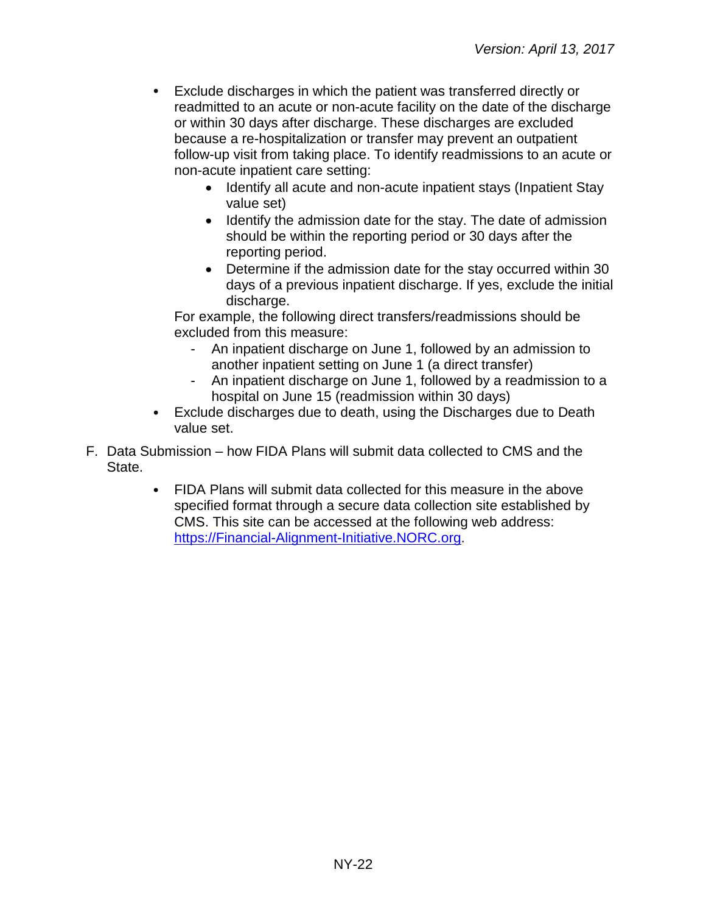- Exclude discharges in which the patient was transferred directly or readmitted to an acute or non-acute facility on the date of the discharge or within 30 days after discharge. These discharges are excluded because a re-hospitalization or transfer may prevent an outpatient follow-up visit from taking place. To identify readmissions to an acute or non-acute inpatient care setting:
    - Identify all acute and non-acute inpatient stays (Inpatient Stay value set)
    - Identify the admission date for the stay. The date of admission should be within the reporting period or 30 days after the reporting period.
    - Determine if the admission date for the stay occurred within 30 days of a previous inpatient discharge. If yes, exclude the initial discharge.

  For example, the following direct transfers/readmissions should be excluded from this measure:
    - An inpatient discharge on June 1, followed by an admission to another inpatient setting on June 1 (a direct transfer)
    - An inpatient discharge on June 1, followed by a readmission to a hospital on June 15 (readmission within 30 days)
- Exclude discharges due to death, using the Discharges due to Death value set.

F. Data Submission – how FIDA Plans will submit data collected to CMS and the State.

- FIDA Plans will submit data collected for this measure in the above specified format through a secure data collection site established by CMS. This site can be accessed at the following web address: https://Financial-Alignment-Initiative.NORC.org.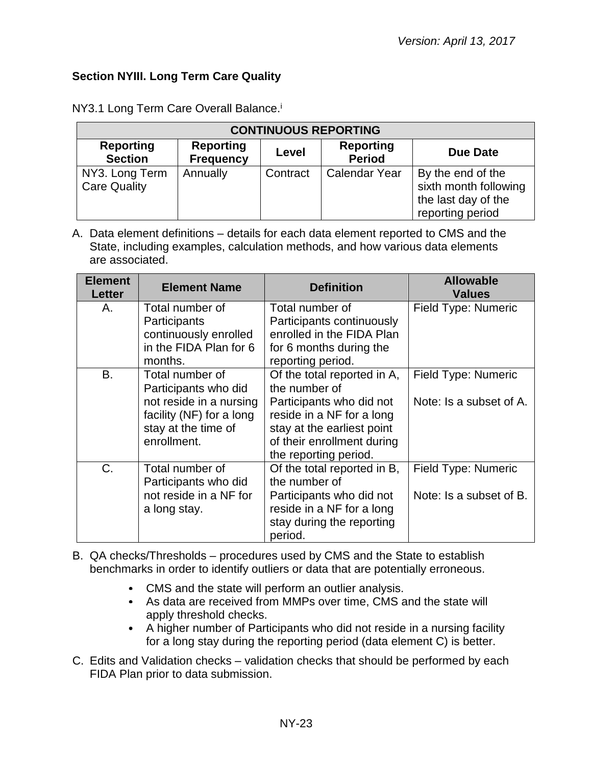## Section NYIII. Long Term Care Quality

NY3.1 Long Term Care Overall Balance.[i]

| CONTINUOUS REPORTING | | | | |
|---|---|---|---|---|
| **Reporting Section** | **Reporting Frequency** | **Level** | **Reporting Period** | **Due Date** |
| NY3. Long Term Care Quality | Annually | Contract | Calendar Year | By the end of the sixth month following the last day of the reporting period |

A. Data element definitions – details for each data element reported to CMS and the State, including examples, calculation methods, and how various data elements are associated.

| Element Letter | Element Name | Definition | Allowable Values |
|---|---|---|---|
| A. | Total number of Participants continuously enrolled in the FIDA Plan for 6 months. | Total number of Participants continuously enrolled in the FIDA Plan for 6 months during the reporting period. | Field Type: Numeric |
| B. | Total number of Participants who did not reside in a nursing facility (NF) for a long stay at the time of enrollment. | Of the total reported in A, the number of Participants who did not reside in a NF for a long stay at the earliest point of their enrollment during the reporting period. | Field Type: Numeric<br><br>Note: Is a subset of A. |
| C. | Total number of Participants who did not reside in a NF for a long stay. | Of the total reported in B, the number of Participants who did not reside in a NF for a long stay during the reporting period. | Field Type: Numeric<br><br>Note: Is a subset of B. |

B. QA checks/Thresholds – procedures used by CMS and the State to establish benchmarks in order to identify outliers or data that are potentially erroneous.

- CMS and the state will perform an outlier analysis.
- As data are received from MMPs over time, CMS and the state will apply threshold checks.
- A higher number of Participants who did not reside in a nursing facility for a long stay during the reporting period (data element C) is better.

C. Edits and Validation checks – validation checks that should be performed by each FIDA Plan prior to data submission.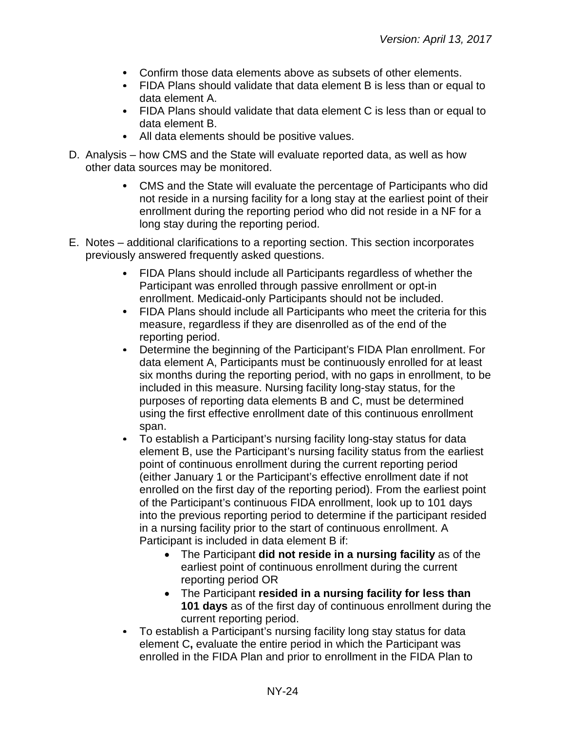- Confirm those data elements above as subsets of other elements.
- FIDA Plans should validate that data element B is less than or equal to data element A.
- FIDA Plans should validate that data element C is less than or equal to data element B.
- All data elements should be positive values.

D. Analysis – how CMS and the State will evaluate reported data, as well as how other data sources may be monitored.

- CMS and the State will evaluate the percentage of Participants who did not reside in a nursing facility for a long stay at the earliest point of their enrollment during the reporting period who did not reside in a NF for a long stay during the reporting period.

E. Notes – additional clarifications to a reporting section. This section incorporates previously answered frequently asked questions.

- FIDA Plans should include all Participants regardless of whether the Participant was enrolled through passive enrollment or opt-in enrollment. Medicaid-only Participants should not be included.
- FIDA Plans should include all Participants who meet the criteria for this measure, regardless if they are disenrolled as of the end of the reporting period.
- Determine the beginning of the Participant's FIDA Plan enrollment. For data element A, Participants must be continuously enrolled for at least six months during the reporting period, with no gaps in enrollment, to be included in this measure. Nursing facility long-stay status, for the purposes of reporting data elements B and C, must be determined using the first effective enrollment date of this continuous enrollment span.
- To establish a Participant's nursing facility long-stay status for data element B, use the Participant's nursing facility status from the earliest point of continuous enrollment during the current reporting period (either January 1 or the Participant's effective enrollment date if not enrolled on the first day of the reporting period). From the earliest point of the Participant's continuous FIDA enrollment, look up to 101 days into the previous reporting period to determine if the participant resided in a nursing facility prior to the start of continuous enrollment. A Participant is included in data element B if:
  - The Participant **did not reside in a nursing facility** as of the earliest point of continuous enrollment during the current reporting period OR
  - The Participant **resided in a nursing facility for less than 101 days** as of the first day of continuous enrollment during the current reporting period.
- To establish a Participant's nursing facility long stay status for data element C**,** evaluate the entire period in which the Participant was enrolled in the FIDA Plan and prior to enrollment in the FIDA Plan to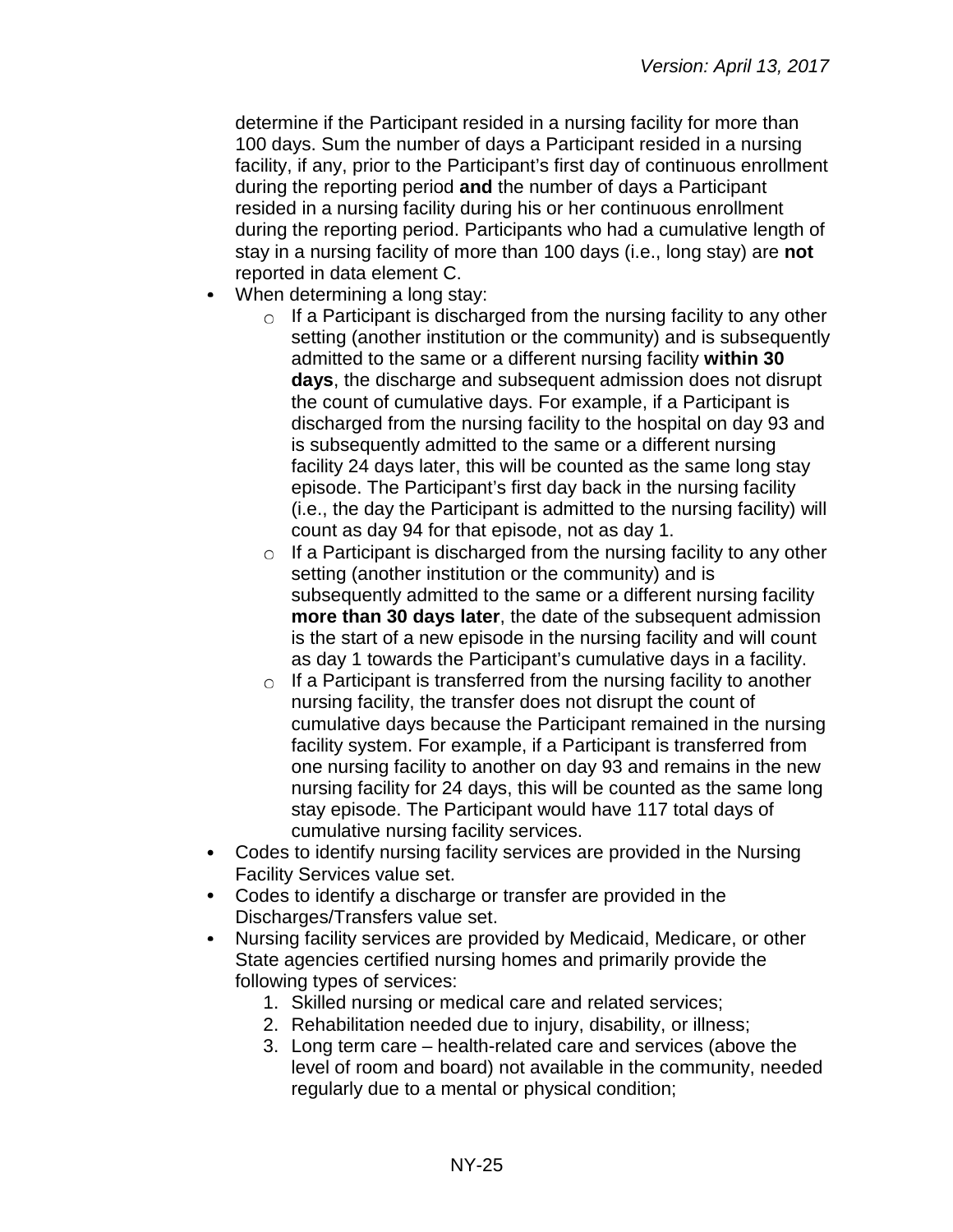determine if the Participant resided in a nursing facility for more than 100 days. Sum the number of days a Participant resided in a nursing facility, if any, prior to the Participant's first day of continuous enrollment during the reporting period **and** the number of days a Participant resided in a nursing facility during his or her continuous enrollment during the reporting period. Participants who had a cumulative length of stay in a nursing facility of more than 100 days (i.e., long stay) are **not** reported in data element C.

- When determining a long stay:
  - If a Participant is discharged from the nursing facility to any other setting (another institution or the community) and is subsequently admitted to the same or a different nursing facility **within 30 days**, the discharge and subsequent admission does not disrupt the count of cumulative days. For example, if a Participant is discharged from the nursing facility to the hospital on day 93 and is subsequently admitted to the same or a different nursing facility 24 days later, this will be counted as the same long stay episode. The Participant's first day back in the nursing facility (i.e., the day the Participant is admitted to the nursing facility) will count as day 94 for that episode, not as day 1.
  - If a Participant is discharged from the nursing facility to any other setting (another institution or the community) and is subsequently admitted to the same or a different nursing facility **more than 30 days later**, the date of the subsequent admission is the start of a new episode in the nursing facility and will count as day 1 towards the Participant's cumulative days in a facility.
  - If a Participant is transferred from the nursing facility to another nursing facility, the transfer does not disrupt the count of cumulative days because the Participant remained in the nursing facility system. For example, if a Participant is transferred from one nursing facility to another on day 93 and remains in the new nursing facility for 24 days, this will be counted as the same long stay episode. The Participant would have 117 total days of cumulative nursing facility services.
- Codes to identify nursing facility services are provided in the Nursing Facility Services value set.
- Codes to identify a discharge or transfer are provided in the Discharges/Transfers value set.
- Nursing facility services are provided by Medicaid, Medicare, or other State agencies certified nursing homes and primarily provide the following types of services:
  1. Skilled nursing or medical care and related services;
  2. Rehabilitation needed due to injury, disability, or illness;
  3. Long term care – health-related care and services (above the level of room and board) not available in the community, needed regularly due to a mental or physical condition;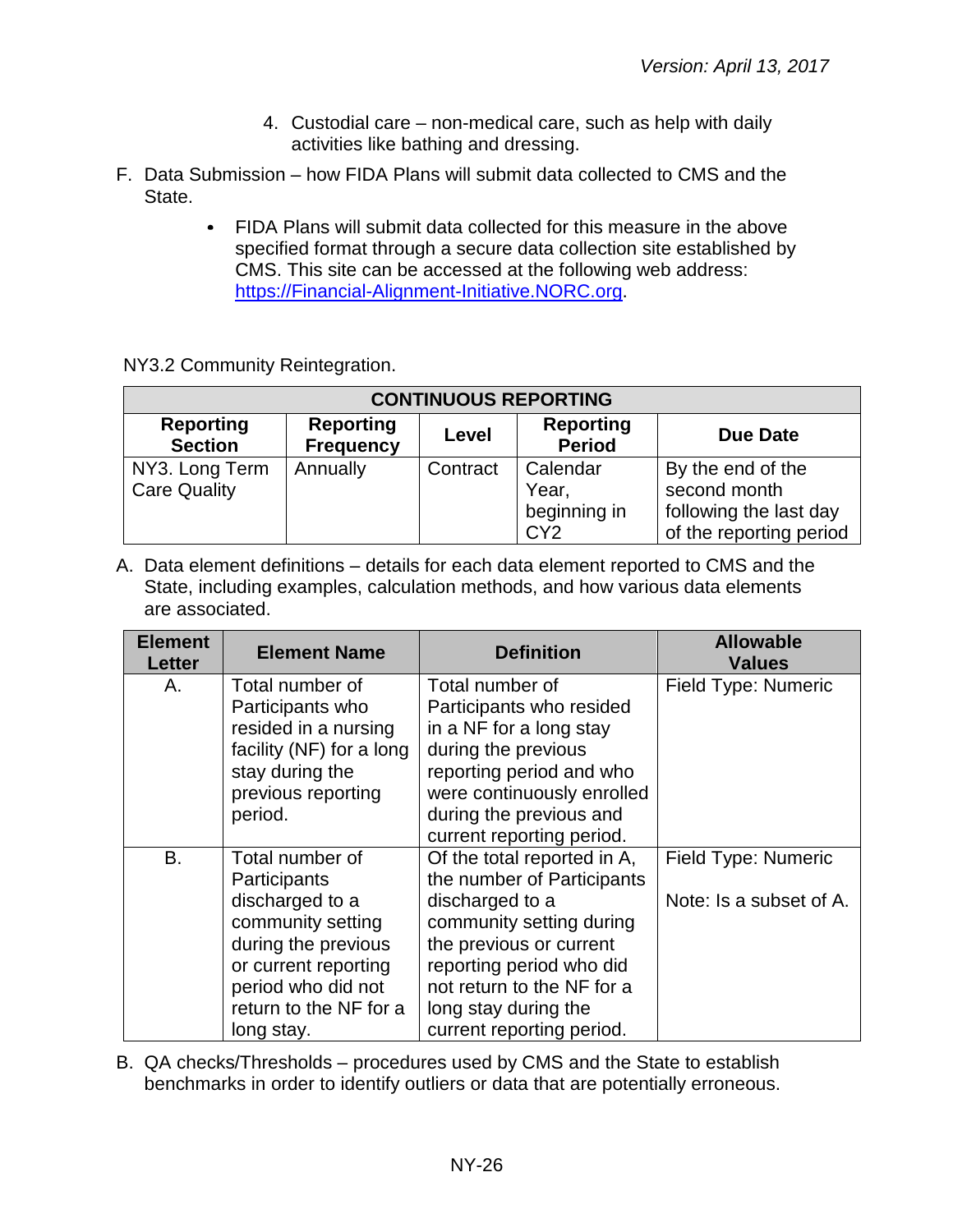4. Custodial care – non-medical care, such as help with daily activities like bathing and dressing.

F. Data Submission – how FIDA Plans will submit data collected to CMS and the State.

- FIDA Plans will submit data collected for this measure in the above specified format through a secure data collection site established by CMS. This site can be accessed at the following web address: https://Financial-Alignment-Initiative.NORC.org.

NY3.2 Community Reintegration.

| CONTINUOUS REPORTING | | | | |
|---|---|---|---|---|
| **Reporting Section** | **Reporting Frequency** | **Level** | **Reporting Period** | **Due Date** |
| NY3. Long Term Care Quality | Annually | Contract | Calendar Year, beginning in CY2 | By the end of the second month following the last day of the reporting period |

A. Data element definitions – details for each data element reported to CMS and the State, including examples, calculation methods, and how various data elements are associated.

| Element Letter | Element Name | Definition | Allowable Values |
|---|---|---|---|
| A. | Total number of Participants who resided in a nursing facility (NF) for a long stay during the previous reporting period. | Total number of Participants who resided in a NF for a long stay during the previous reporting period and who were continuously enrolled during the previous and current reporting period. | Field Type: Numeric |
| B. | Total number of Participants discharged to a community setting during the previous or current reporting period who did not return to the NF for a long stay. | Of the total reported in A, the number of Participants discharged to a community setting during the previous or current reporting period who did not return to the NF for a long stay during the current reporting period. | Field Type: Numeric<br><br>Note: Is a subset of A. |

B. QA checks/Thresholds – procedures used by CMS and the State to establish benchmarks in order to identify outliers or data that are potentially erroneous.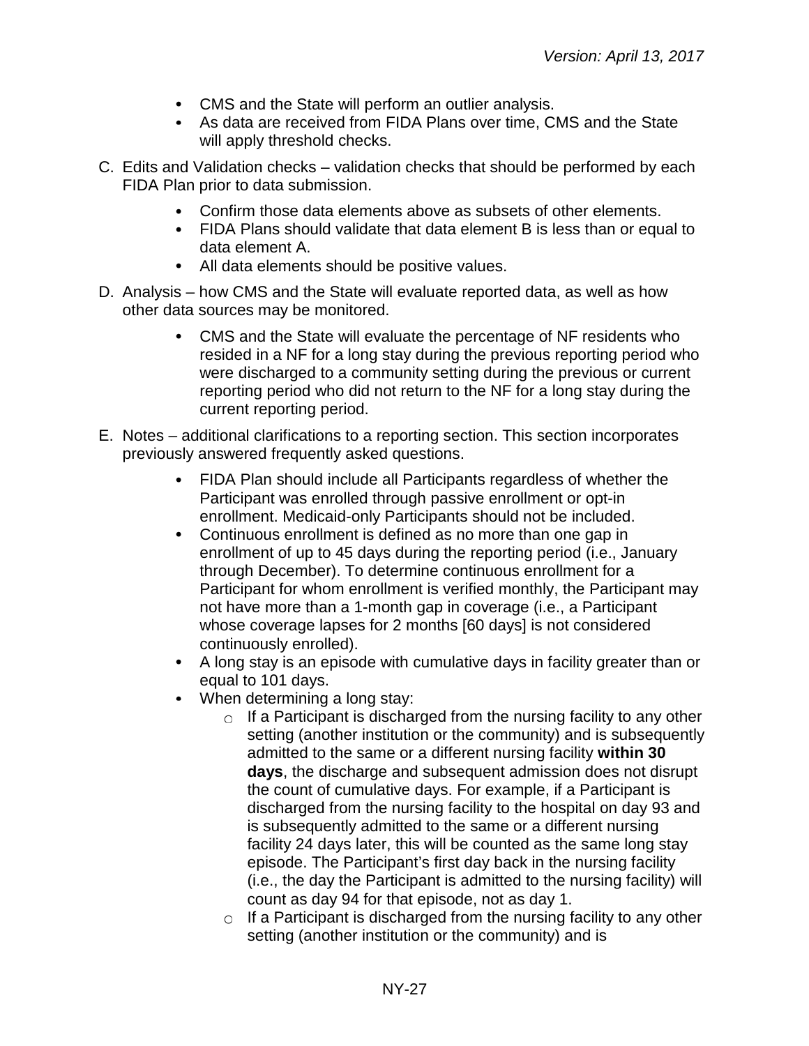- CMS and the State will perform an outlier analysis.
- As data are received from FIDA Plans over time, CMS and the State will apply threshold checks.

C. Edits and Validation checks – validation checks that should be performed by each FIDA Plan prior to data submission.

- Confirm those data elements above as subsets of other elements.
- FIDA Plans should validate that data element B is less than or equal to data element A.
- All data elements should be positive values.

D. Analysis – how CMS and the State will evaluate reported data, as well as how other data sources may be monitored.

- CMS and the State will evaluate the percentage of NF residents who resided in a NF for a long stay during the previous reporting period who were discharged to a community setting during the previous or current reporting period who did not return to the NF for a long stay during the current reporting period.

E. Notes – additional clarifications to a reporting section. This section incorporates previously answered frequently asked questions.

- FIDA Plan should include all Participants regardless of whether the Participant was enrolled through passive enrollment or opt-in enrollment. Medicaid-only Participants should not be included.
- Continuous enrollment is defined as no more than one gap in enrollment of up to 45 days during the reporting period (i.e., January through December). To determine continuous enrollment for a Participant for whom enrollment is verified monthly, the Participant may not have more than a 1-month gap in coverage (i.e., a Participant whose coverage lapses for 2 months [60 days] is not considered continuously enrolled).
- A long stay is an episode with cumulative days in facility greater than or equal to 101 days.
- When determining a long stay:
  - If a Participant is discharged from the nursing facility to any other setting (another institution or the community) and is subsequently admitted to the same or a different nursing facility **within 30 days**, the discharge and subsequent admission does not disrupt the count of cumulative days. For example, if a Participant is discharged from the nursing facility to the hospital on day 93 and is subsequently admitted to the same or a different nursing facility 24 days later, this will be counted as the same long stay episode. The Participant's first day back in the nursing facility (i.e., the day the Participant is admitted to the nursing facility) will count as day 94 for that episode, not as day 1.
  - If a Participant is discharged from the nursing facility to any other setting (another institution or the community) and is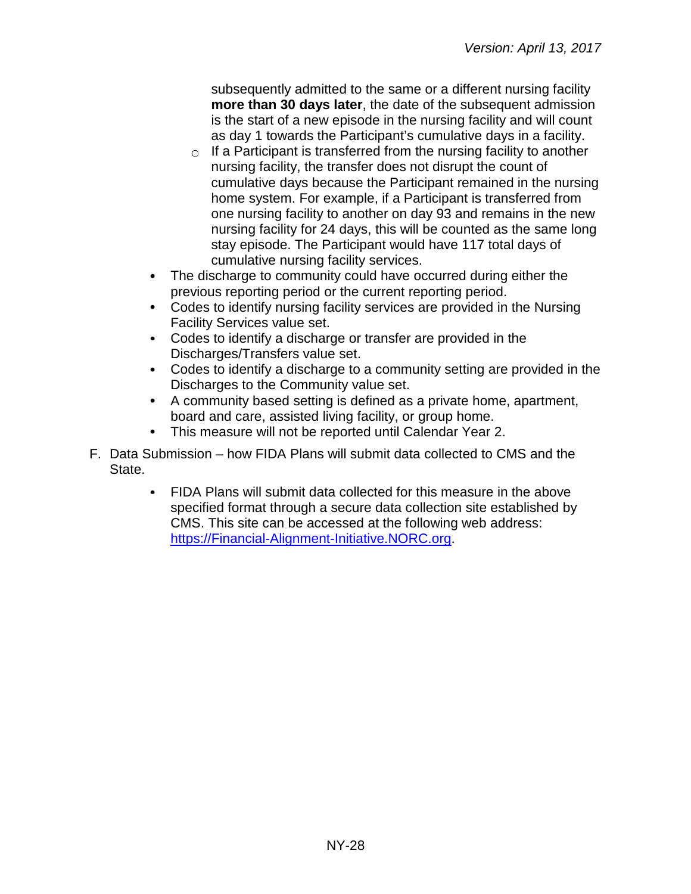subsequently admitted to the same or a different nursing facility **more than 30 days later**, the date of the subsequent admission is the start of a new episode in the nursing facility and will count as day 1 towards the Participant's cumulative days in a facility.
    - If a Participant is transferred from the nursing facility to another nursing facility, the transfer does not disrupt the count of cumulative days because the Participant remained in the nursing home system. For example, if a Participant is transferred from one nursing facility to another on day 93 and remains in the new nursing facility for 24 days, this will be counted as the same long stay episode. The Participant would have 117 total days of cumulative nursing facility services.
- The discharge to community could have occurred during either the previous reporting period or the current reporting period.
- Codes to identify nursing facility services are provided in the Nursing Facility Services value set.
- Codes to identify a discharge or transfer are provided in the Discharges/Transfers value set.
- Codes to identify a discharge to a community setting are provided in the Discharges to the Community value set.
- A community based setting is defined as a private home, apartment, board and care, assisted living facility, or group home.
- This measure will not be reported until Calendar Year 2.

F. Data Submission – how FIDA Plans will submit data collected to CMS and the State.

- FIDA Plans will submit data collected for this measure in the above specified format through a secure data collection site established by CMS. This site can be accessed at the following web address: [https://Financial-Alignment-Initiative.NORC.org](https://Financial-Alignment-Initiative.NORC.org).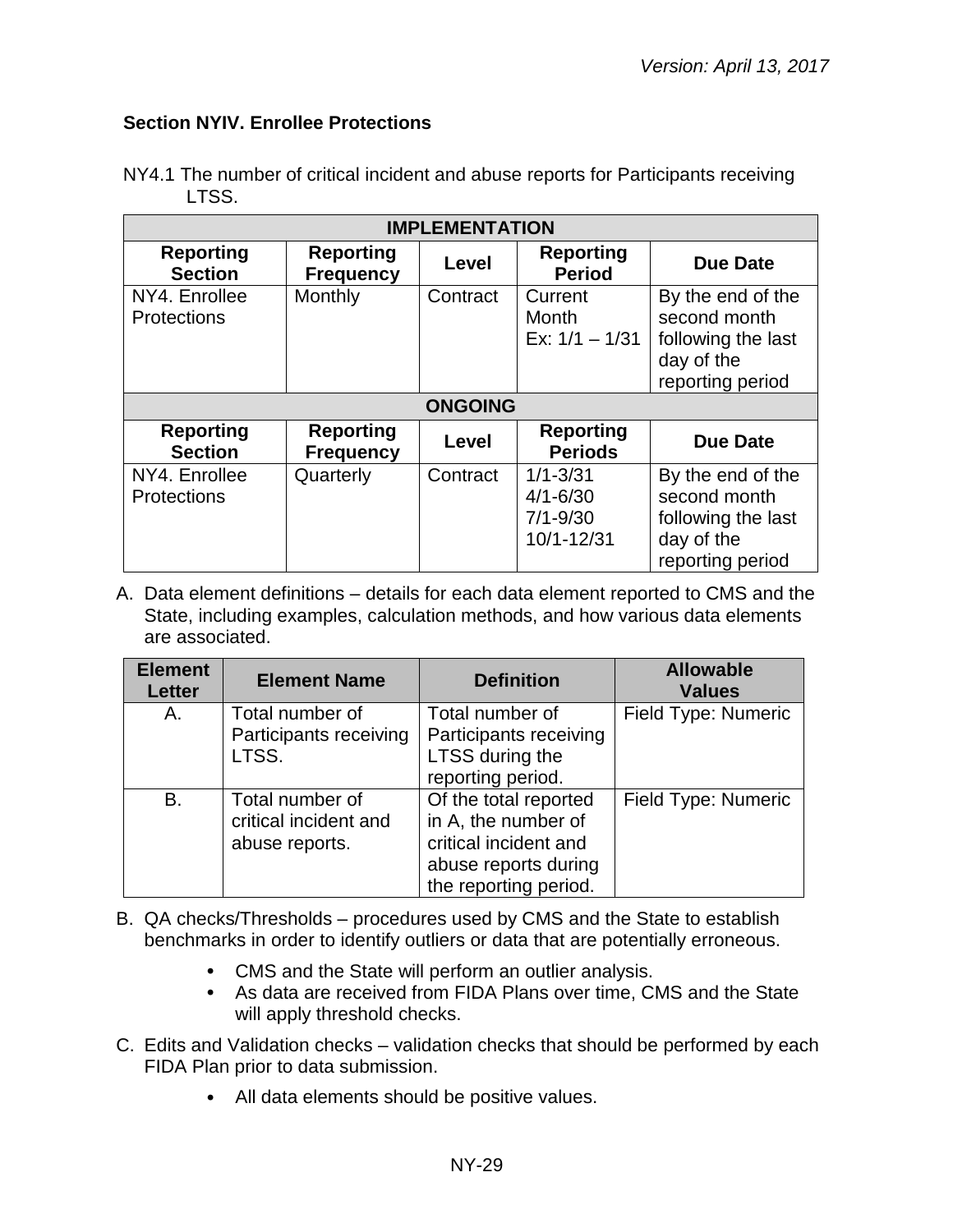### Section NYIV. Enrollee Protections

NY4.1 The number of critical incident and abuse reports for Participants receiving LTSS.

| IMPLEMENTATION | | | | |
|---|---|---|---|---|
| **Reporting Section** | **Reporting Frequency** | **Level** | **Reporting Period** | **Due Date** |
| NY4. Enrollee Protections | Monthly | Contract | Current Month<br>Ex: 1/1 – 1/31 | By the end of the second month following the last day of the reporting period |
| **ONGOING** | | | | |
| **Reporting Section** | **Reporting Frequency** | **Level** | **Reporting Periods** | **Due Date** |
| NY4. Enrollee Protections | Quarterly | Contract | 1/1-3/31<br>4/1-6/30<br>7/1-9/30<br>10/1-12/31 | By the end of the second month following the last day of the reporting period |

A. Data element definitions – details for each data element reported to CMS and the State, including examples, calculation methods, and how various data elements are associated.

| Element Letter | Element Name | Definition | Allowable Values |
|---|---|---|---|
| A. | Total number of Participants receiving LTSS. | Total number of Participants receiving LTSS during the reporting period. | Field Type: Numeric |
| B. | Total number of critical incident and abuse reports. | Of the total reported in A, the number of critical incident and abuse reports during the reporting period. | Field Type: Numeric |

B. QA checks/Thresholds – procedures used by CMS and the State to establish benchmarks in order to identify outliers or data that are potentially erroneous.

- CMS and the State will perform an outlier analysis.
- As data are received from FIDA Plans over time, CMS and the State will apply threshold checks.

C. Edits and Validation checks – validation checks that should be performed by each FIDA Plan prior to data submission.

- All data elements should be positive values.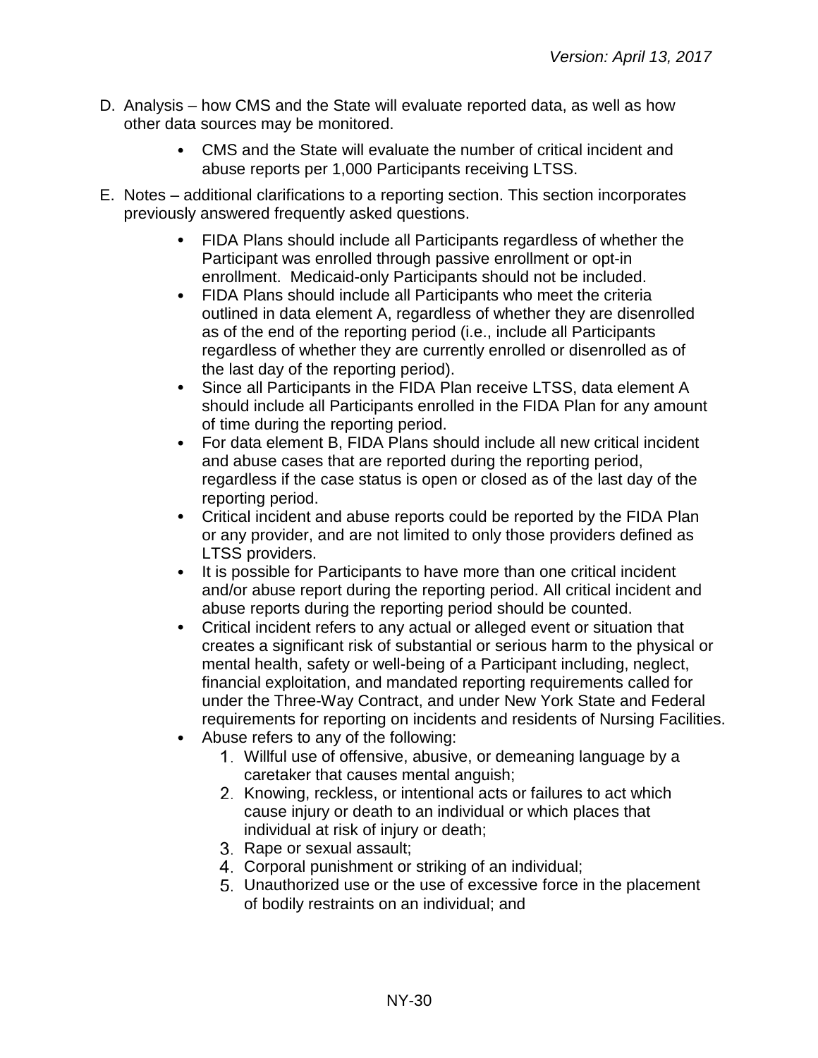D. Analysis – how CMS and the State will evaluate reported data, as well as how other data sources may be monitored.

- CMS and the State will evaluate the number of critical incident and abuse reports per 1,000 Participants receiving LTSS.

E. Notes – additional clarifications to a reporting section. This section incorporates previously answered frequently asked questions.

- FIDA Plans should include all Participants regardless of whether the Participant was enrolled through passive enrollment or opt-in enrollment. Medicaid-only Participants should not be included.
- FIDA Plans should include all Participants who meet the criteria outlined in data element A, regardless of whether they are disenrolled as of the end of the reporting period (i.e., include all Participants regardless of whether they are currently enrolled or disenrolled as of the last day of the reporting period).
- Since all Participants in the FIDA Plan receive LTSS, data element A should include all Participants enrolled in the FIDA Plan for any amount of time during the reporting period.
- For data element B, FIDA Plans should include all new critical incident and abuse cases that are reported during the reporting period, regardless if the case status is open or closed as of the last day of the reporting period.
- Critical incident and abuse reports could be reported by the FIDA Plan or any provider, and are not limited to only those providers defined as LTSS providers.
- It is possible for Participants to have more than one critical incident and/or abuse report during the reporting period. All critical incident and abuse reports during the reporting period should be counted.
- Critical incident refers to any actual or alleged event or situation that creates a significant risk of substantial or serious harm to the physical or mental health, safety or well-being of a Participant including, neglect, financial exploitation, and mandated reporting requirements called for under the Three-Way Contract, and under New York State and Federal requirements for reporting on incidents and residents of Nursing Facilities.
- Abuse refers to any of the following:
  1. Willful use of offensive, abusive, or demeaning language by a caretaker that causes mental anguish;
  2. Knowing, reckless, or intentional acts or failures to act which cause injury or death to an individual or which places that individual at risk of injury or death;
  3. Rape or sexual assault;
  4. Corporal punishment or striking of an individual;
  5. Unauthorized use or the use of excessive force in the placement of bodily restraints on an individual; and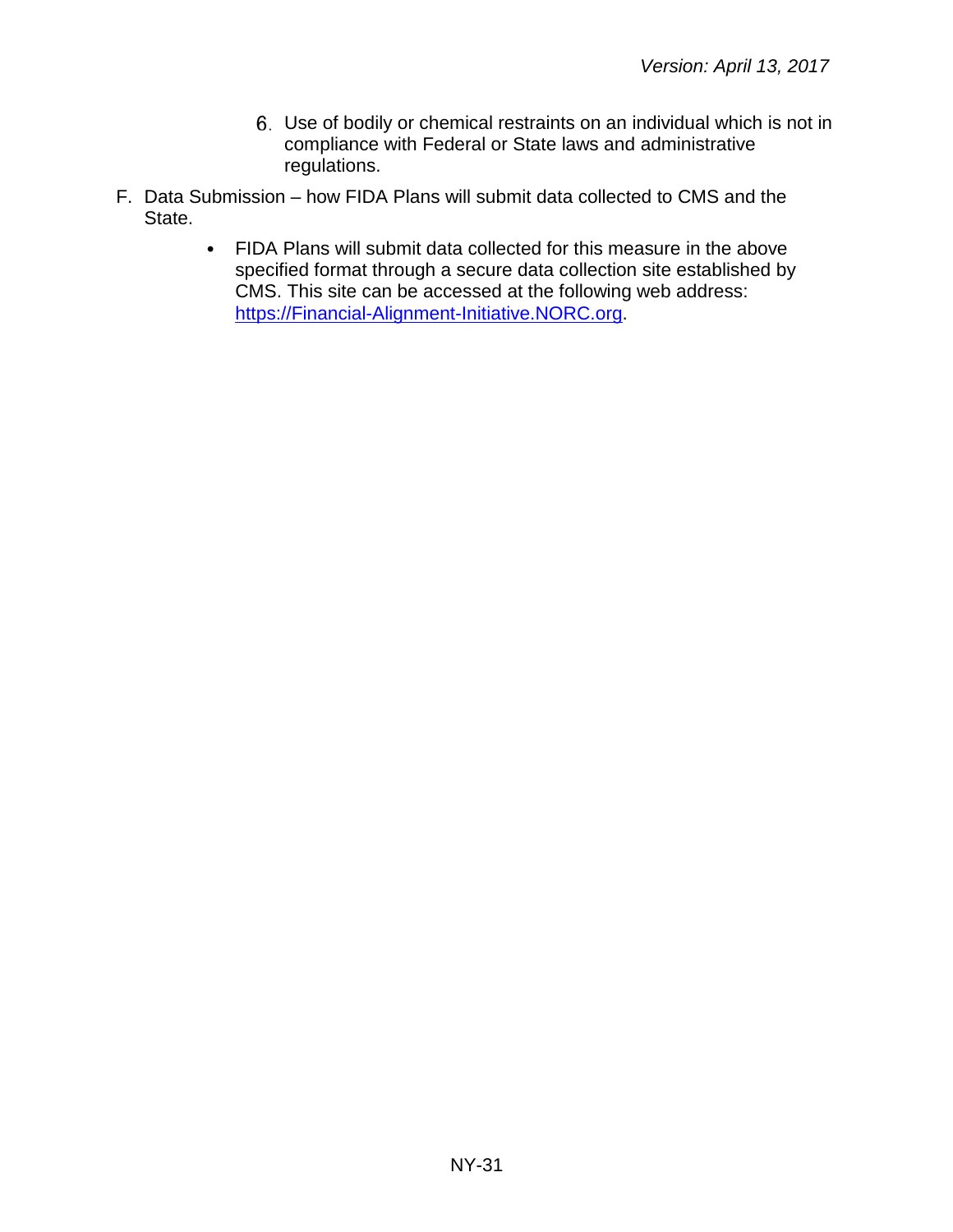6. Use of bodily or chemical restraints on an individual which is not in compliance with Federal or State laws and administrative regulations.

F. Data Submission – how FIDA Plans will submit data collected to CMS and the State.

- FIDA Plans will submit data collected for this measure in the above specified format through a secure data collection site established by CMS. This site can be accessed at the following web address: [https://Financial-Alignment-Initiative.NORC.org](https://Financial-Alignment-Initiative.NORC.org).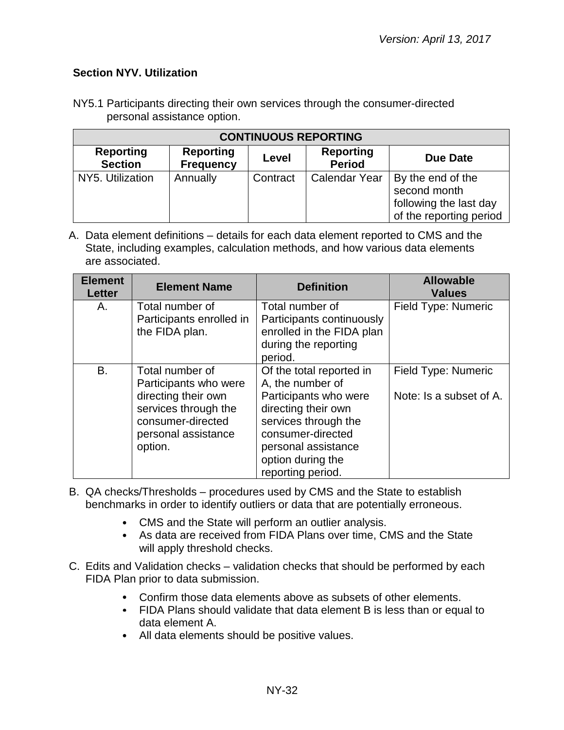*Version: April 13, 2017*

### Section NYV. Utilization

NY5.1 Participants directing their own services through the consumer-directed personal assistance option.

| CONTINUOUS REPORTING | | | | |
|---|---|---|---|---|
| **Reporting Section** | **Reporting Frequency** | **Level** | **Reporting Period** | **Due Date** |
| NY5. Utilization | Annually | Contract | Calendar Year | By the end of the second month following the last day of the reporting period |

A. Data element definitions – details for each data element reported to CMS and the State, including examples, calculation methods, and how various data elements are associated.

| Element Letter | Element Name | Definition | Allowable Values |
|---|---|---|---|
| A. | Total number of Participants enrolled in the FIDA plan. | Total number of Participants continuously enrolled in the FIDA plan during the reporting period. | Field Type: Numeric |
| B. | Total number of Participants who were directing their own services through the consumer-directed personal assistance option. | Of the total reported in A, the number of Participants who were directing their own services through the consumer-directed personal assistance option during the reporting period. | Field Type: Numeric<br><br>Note: Is a subset of A. |

B. QA checks/Thresholds – procedures used by CMS and the State to establish benchmarks in order to identify outliers or data that are potentially erroneous.

- CMS and the State will perform an outlier analysis.
- As data are received from FIDA Plans over time, CMS and the State will apply threshold checks.

C. Edits and Validation checks – validation checks that should be performed by each FIDA Plan prior to data submission.

- Confirm those data elements above as subsets of other elements.
- FIDA Plans should validate that data element B is less than or equal to data element A.
- All data elements should be positive values.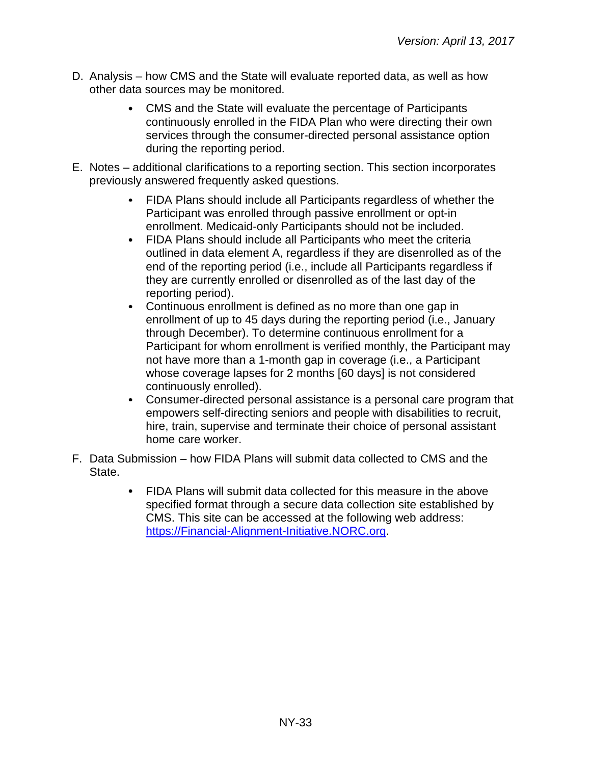D. Analysis – how CMS and the State will evaluate reported data, as well as how other data sources may be monitored.

- CMS and the State will evaluate the percentage of Participants continuously enrolled in the FIDA Plan who were directing their own services through the consumer-directed personal assistance option during the reporting period.

E. Notes – additional clarifications to a reporting section. This section incorporates previously answered frequently asked questions.

- FIDA Plans should include all Participants regardless of whether the Participant was enrolled through passive enrollment or opt-in enrollment. Medicaid-only Participants should not be included.
- FIDA Plans should include all Participants who meet the criteria outlined in data element A, regardless if they are disenrolled as of the end of the reporting period (i.e., include all Participants regardless if they are currently enrolled or disenrolled as of the last day of the reporting period).
- Continuous enrollment is defined as no more than one gap in enrollment of up to 45 days during the reporting period (i.e., January through December). To determine continuous enrollment for a Participant for whom enrollment is verified monthly, the Participant may not have more than a 1-month gap in coverage (i.e., a Participant whose coverage lapses for 2 months [60 days] is not considered continuously enrolled).
- Consumer-directed personal assistance is a personal care program that empowers self-directing seniors and people with disabilities to recruit, hire, train, supervise and terminate their choice of personal assistant home care worker.

F. Data Submission – how FIDA Plans will submit data collected to CMS and the State.

- FIDA Plans will submit data collected for this measure in the above specified format through a secure data collection site established by CMS. This site can be accessed at the following web address: [https://Financial-Alignment-Initiative.NORC.org](https://Financial-Alignment-Initiative.NORC.org).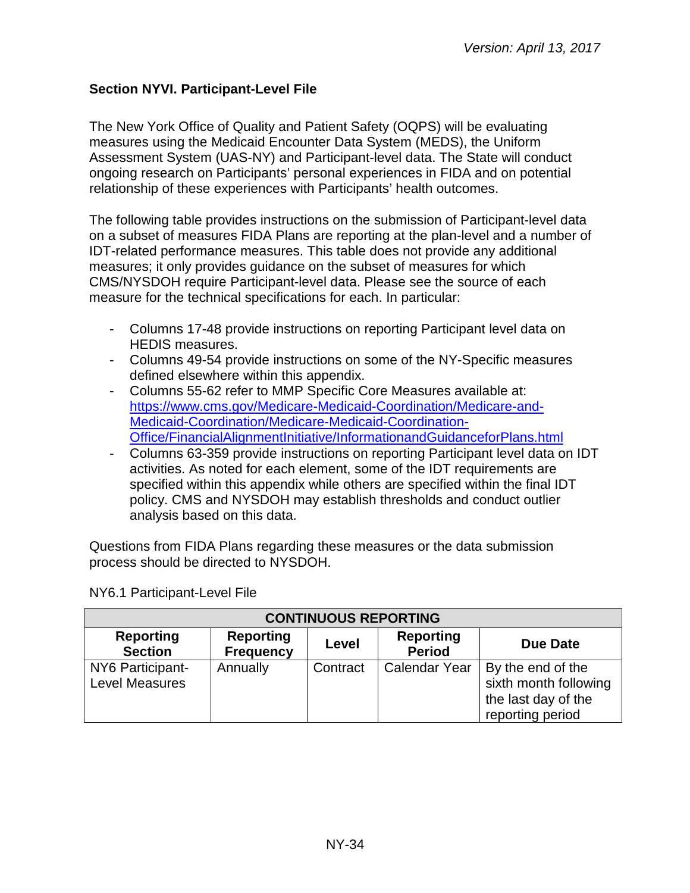### Section NYVI. Participant-Level File

The New York Office of Quality and Patient Safety (OQPS) will be evaluating measures using the Medicaid Encounter Data System (MEDS), the Uniform Assessment System (UAS-NY) and Participant-level data. The State will conduct ongoing research on Participants' personal experiences in FIDA and on potential relationship of these experiences with Participants' health outcomes.

The following table provides instructions on the submission of Participant-level data on a subset of measures FIDA Plans are reporting at the plan-level and a number of IDT-related performance measures. This table does not provide any additional measures; it only provides guidance on the subset of measures for which CMS/NYSDOH require Participant-level data. Please see the source of each measure for the technical specifications for each. In particular:

- Columns 17-48 provide instructions on reporting Participant level data on HEDIS measures.
- Columns 49-54 provide instructions on some of the NY-Specific measures defined elsewhere within this appendix.
- Columns 55-62 refer to MMP Specific Core Measures available at: https://www.cms.gov/Medicare-Medicaid-Coordination/Medicare-and-Medicaid-Coordination/Medicare-Medicaid-Coordination-Office/FinancialAlignmentInitiative/InformationandGuidanceforPlans.html
- Columns 63-359 provide instructions on reporting Participant level data on IDT activities. As noted for each element, some of the IDT requirements are specified within this appendix while others are specified within the final IDT policy. CMS and NYSDOH may establish thresholds and conduct outlier analysis based on this data.

Questions from FIDA Plans regarding these measures or the data submission process should be directed to NYSDOH.

NY6.1 Participant-Level File

| CONTINUOUS REPORTING | | | | |
|---|---|---|---|---|
| **Reporting Section** | **Reporting Frequency** | **Level** | **Reporting Period** | **Due Date** |
| NY6 Participant-Level Measures | Annually | Contract | Calendar Year | By the end of the sixth month following the last day of the reporting period |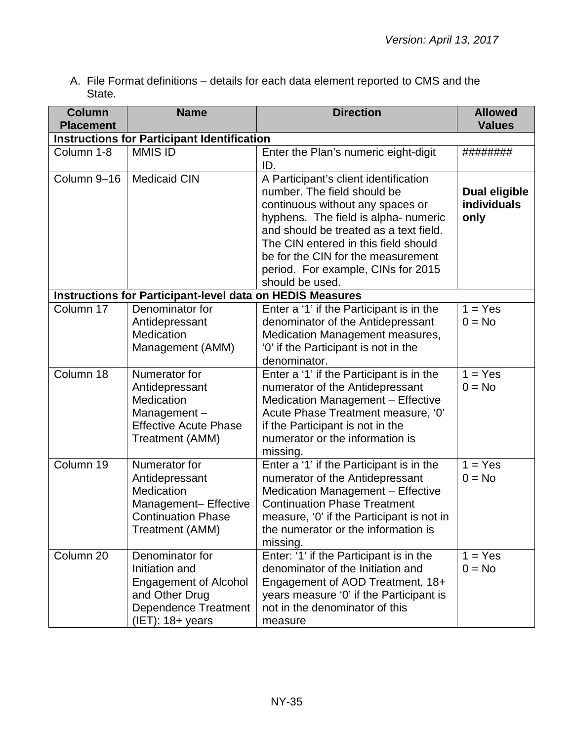A. File Format definitions – details for each data element reported to CMS and the State.

| Column Placement | Name | Direction | Allowed Values |
|---|---|---|---|
| **Instructions for Participant Identification** | | | |
| Column 1-8 | MMIS ID | Enter the Plan's numeric eight-digit ID. | ######## |
| Column 9–16 | Medicaid CIN | A Participant's client identification number. The field should be continuous without any spaces or hyphens. The field is alpha- numeric and should be treated as a text field. The CIN entered in this field should be for the CIN for the measurement period. For example, CINs for 2015 should be used. | **Dual eligible individuals only** |
| **Instructions for Participant-level data on HEDIS Measures** | | | |
| Column 17 | Denominator for Antidepressant Medication Management (AMM) | Enter a '1' if the Participant is in the denominator of the Antidepressant Medication Management measures, '0' if the Participant is not in the denominator. | 1 = Yes<br>0 = No |
| Column 18 | Numerator for Antidepressant Medication Management – Effective Acute Phase Treatment (AMM) | Enter a '1' if the Participant is in the numerator of the Antidepressant Medication Management – Effective Acute Phase Treatment measure, '0' if the Participant is not in the numerator or the information is missing. | 1 = Yes<br>0 = No |
| Column 19 | Numerator for Antidepressant Medication Management– Effective Continuation Phase Treatment (AMM) | Enter a '1' if the Participant is in the numerator of the Antidepressant Medication Management – Effective Continuation Phase Treatment measure, '0' if the Participant is not in the numerator or the information is missing. | 1 = Yes<br>0 = No |
| Column 20 | Denominator for Initiation and Engagement of Alcohol and Other Drug Dependence Treatment (IET): 18+ years | Enter: '1' if the Participant is in the denominator of the Initiation and Engagement of AOD Treatment, 18+ years measure '0' if the Participant is not in the denominator of this measure | 1 = Yes<br>0 = No |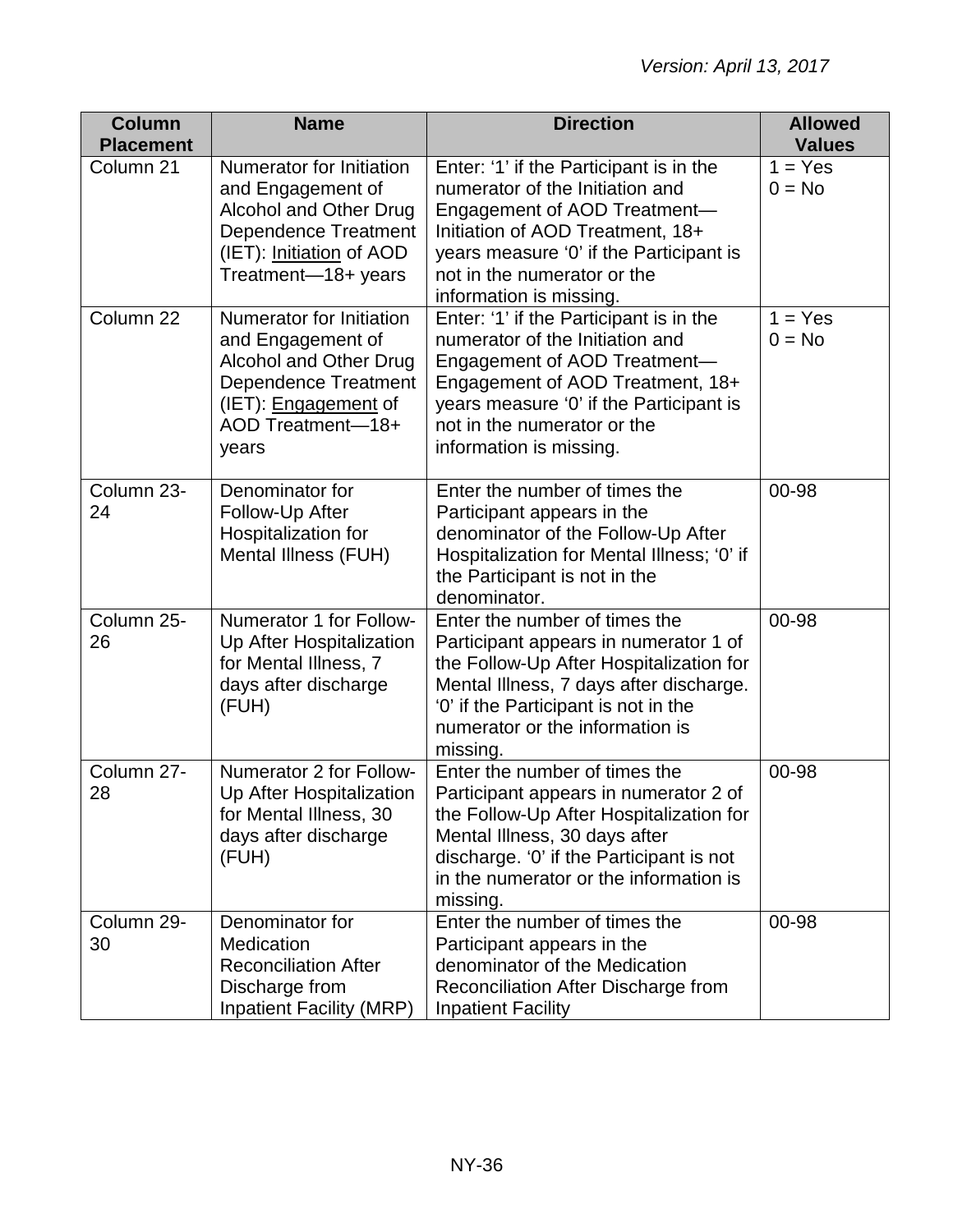| Column Placement | Name | Direction | Allowed Values |
|---|---|---|---|
| Column 21 | Numerator for Initiation and Engagement of Alcohol and Other Drug Dependence Treatment (IET): Initiation of AOD Treatment—18+ years | Enter: ‘1’ if the Participant is in the numerator of the Initiation and Engagement of AOD Treatment—Initiation of AOD Treatment, 18+ years measure ‘0’ if the Participant is not in the numerator or the information is missing. | 1 = Yes<br>0 = No |
| Column 22 | Numerator for Initiation and Engagement of Alcohol and Other Drug Dependence Treatment (IET): Engagement of AOD Treatment—18+ years | Enter: ‘1’ if the Participant is in the numerator of the Initiation and Engagement of AOD Treatment—Engagement of AOD Treatment, 18+ years measure ‘0’ if the Participant is not in the numerator or the information is missing. | 1 = Yes<br>0 = No |
| Column 23-24 | Denominator for Follow-Up After Hospitalization for Mental Illness (FUH) | Enter the number of times the Participant appears in the denominator of the Follow-Up After Hospitalization for Mental Illness; ‘0’ if the Participant is not in the denominator. | 00-98 |
| Column 25-26 | Numerator 1 for Follow-Up After Hospitalization for Mental Illness, 7 days after discharge (FUH) | Enter the number of times the Participant appears in numerator 1 of the Follow-Up After Hospitalization for Mental Illness, 7 days after discharge. ‘0’ if the Participant is not in the numerator or the information is missing. | 00-98 |
| Column 27-28 | Numerator 2 for Follow-Up After Hospitalization for Mental Illness, 30 days after discharge (FUH) | Enter the number of times the Participant appears in numerator 2 of the Follow-Up After Hospitalization for Mental Illness, 30 days after discharge. ‘0’ if the Participant is not in the numerator or the information is missing. | 00-98 |
| Column 29-30 | Denominator for Medication Reconciliation After Discharge from Inpatient Facility (MRP) | Enter the number of times the Participant appears in the denominator of the Medication Reconciliation After Discharge from Inpatient Facility | 00-98 |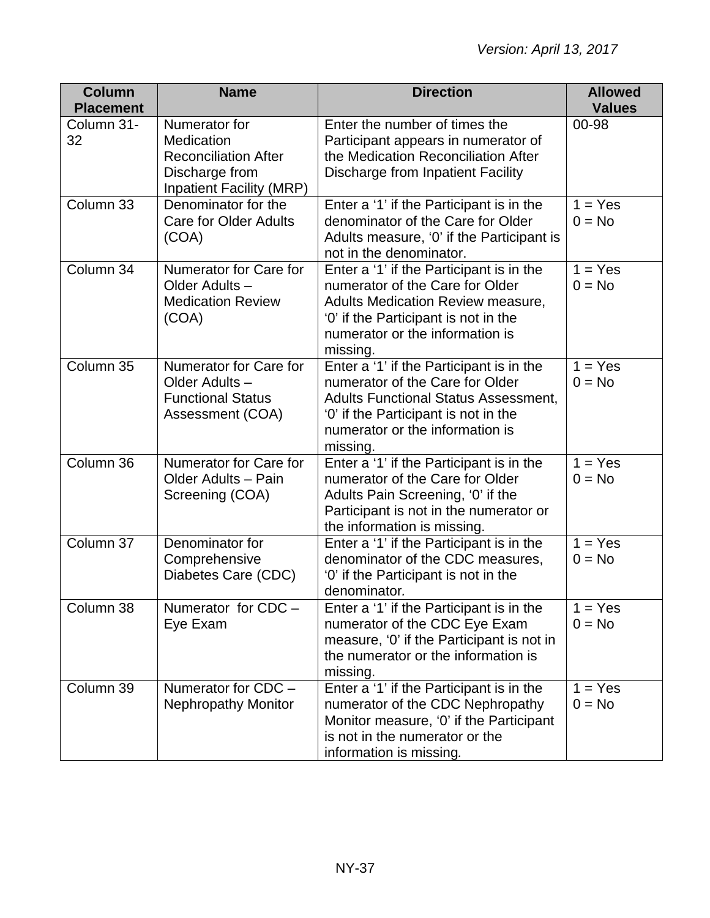| Column Placement | Name | Direction | Allowed Values |
|---|---|---|---|
| Column 31-32 | Numerator for Medication Reconciliation After Discharge from Inpatient Facility (MRP) | Enter the number of times the Participant appears in numerator of the Medication Reconciliation After Discharge from Inpatient Facility | 00-98 |
| Column 33 | Denominator for the Care for Older Adults (COA) | Enter a ‘1’ if the Participant is in the denominator of the Care for Older Adults measure, ‘0’ if the Participant is not in the denominator. | 1 = Yes<br>0 = No |
| Column 34 | Numerator for Care for Older Adults – Medication Review (COA) | Enter a ‘1’ if the Participant is in the numerator of the Care for Older Adults Medication Review measure, ‘0’ if the Participant is not in the numerator or the information is missing. | 1 = Yes<br>0 = No |
| Column 35 | Numerator for Care for Older Adults – Functional Status Assessment (COA) | Enter a ‘1’ if the Participant is in the numerator of the Care for Older Adults Functional Status Assessment, ‘0’ if the Participant is not in the numerator or the information is missing. | 1 = Yes<br>0 = No |
| Column 36 | Numerator for Care for Older Adults – Pain Screening (COA) | Enter a ‘1’ if the Participant is in the numerator of the Care for Older Adults Pain Screening, ‘0’ if the Participant is not in the numerator or the information is missing. | 1 = Yes<br>0 = No |
| Column 37 | Denominator for Comprehensive Diabetes Care (CDC) | Enter a ‘1’ if the Participant is in the denominator of the CDC measures, ‘0’ if the Participant is not in the denominator. | 1 = Yes<br>0 = No |
| Column 38 | Numerator for CDC – Eye Exam | Enter a ‘1’ if the Participant is in the numerator of the CDC Eye Exam measure, ‘0’ if the Participant is not in the numerator or the information is missing. | 1 = Yes<br>0 = No |
| Column 39 | Numerator for CDC – Nephropathy Monitor | Enter a ‘1’ if the Participant is in the numerator of the CDC Nephropathy Monitor measure, ‘0’ if the Participant is not in the numerator or the information is missing. | 1 = Yes<br>0 = No |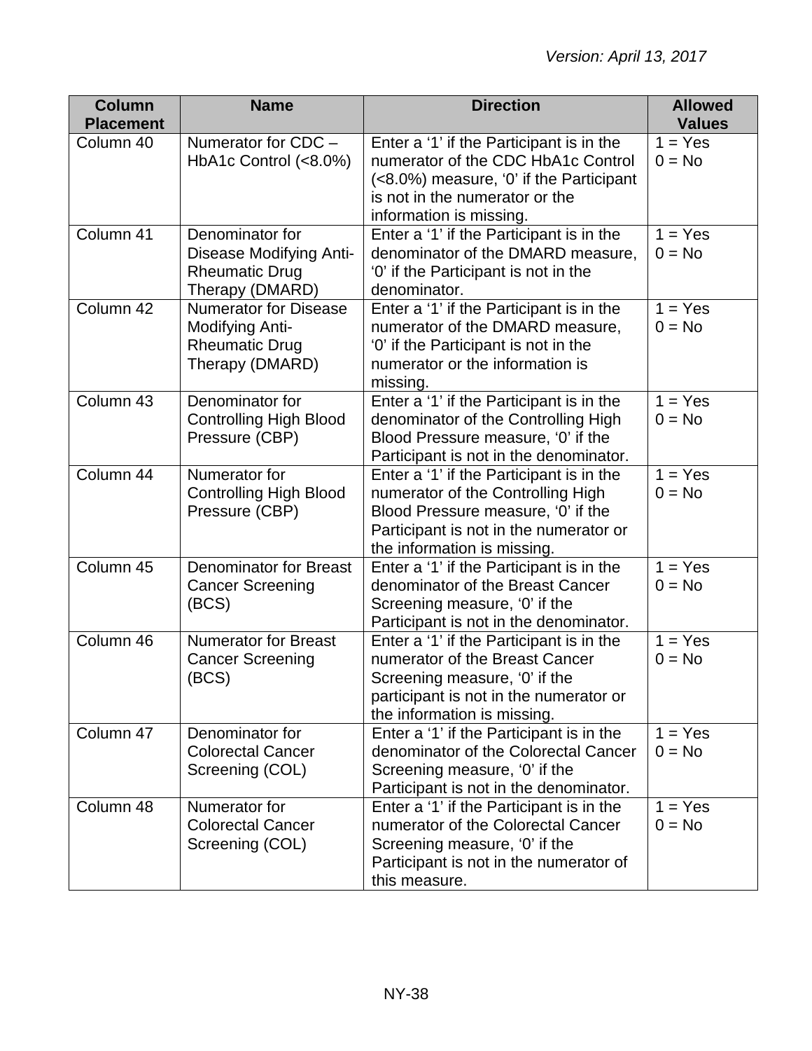| Column Placement | Name | Direction | Allowed Values |
|---|---|---|---|
| Column 40 | Numerator for CDC – HbA1c Control (<8.0%) | Enter a ‘1’ if the Participant is in the numerator of the CDC HbA1c Control (<8.0%) measure, ‘0’ if the Participant is not in the numerator or the information is missing. | 1 = Yes<br>0 = No |
| Column 41 | Denominator for Disease Modifying Anti-Rheumatic Drug Therapy (DMARD) | Enter a ‘1’ if the Participant is in the denominator of the DMARD measure, ‘0’ if the Participant is not in the denominator. | 1 = Yes<br>0 = No |
| Column 42 | Numerator for Disease Modifying Anti-Rheumatic Drug Therapy (DMARD) | Enter a ‘1’ if the Participant is in the numerator of the DMARD measure, ‘0’ if the Participant is not in the numerator or the information is missing. | 1 = Yes<br>0 = No |
| Column 43 | Denominator for Controlling High Blood Pressure (CBP) | Enter a ‘1’ if the Participant is in the denominator of the Controlling High Blood Pressure measure, ‘0’ if the Participant is not in the denominator. | 1 = Yes<br>0 = No |
| Column 44 | Numerator for Controlling High Blood Pressure (CBP) | Enter a ‘1’ if the Participant is in the numerator of the Controlling High Blood Pressure measure, ‘0’ if the Participant is not in the numerator or the information is missing. | 1 = Yes<br>0 = No |
| Column 45 | Denominator for Breast Cancer Screening (BCS) | Enter a ‘1’ if the Participant is in the denominator of the Breast Cancer Screening measure, ‘0’ if the Participant is not in the denominator. | 1 = Yes<br>0 = No |
| Column 46 | Numerator for Breast Cancer Screening (BCS) | Enter a ‘1’ if the Participant is in the numerator of the Breast Cancer Screening measure, ‘0’ if the participant is not in the numerator or the information is missing. | 1 = Yes<br>0 = No |
| Column 47 | Denominator for Colorectal Cancer Screening (COL) | Enter a ‘1’ if the Participant is in the denominator of the Colorectal Cancer Screening measure, ‘0’ if the Participant is not in the denominator. | 1 = Yes<br>0 = No |
| Column 48 | Numerator for Colorectal Cancer Screening (COL) | Enter a ‘1’ if the Participant is in the numerator of the Colorectal Cancer Screening measure, ‘0’ if the Participant is not in the numerator of this measure. | 1 = Yes<br>0 = No |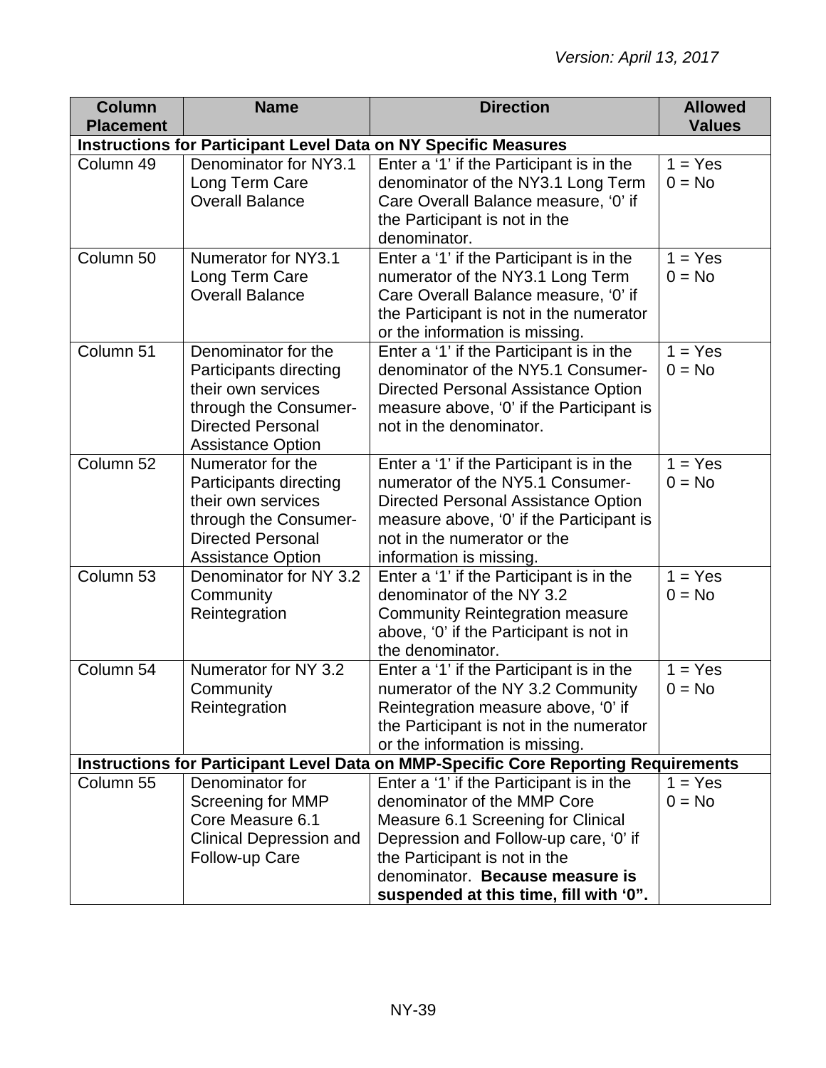*Version: April 13, 2017*

| Column Placement | Name | Direction | Allowed Values |
|---|---|---|---|
| **Instructions for Participant Level Data on NY Specific Measures** | | | |
| Column 49 | Denominator for NY3.1 Long Term Care Overall Balance | Enter a '1' if the Participant is in the denominator of the NY3.1 Long Term Care Overall Balance measure, '0' if the Participant is not in the denominator. | 1 = Yes<br>0 = No |
| Column 50 | Numerator for NY3.1 Long Term Care Overall Balance | Enter a '1' if the Participant is in the numerator of the NY3.1 Long Term Care Overall Balance measure, '0' if the Participant is not in the numerator or the information is missing. | 1 = Yes<br>0 = No |
| Column 51 | Denominator for the Participants directing their own services through the Consumer-Directed Personal Assistance Option | Enter a '1' if the Participant is in the denominator of the NY5.1 Consumer-Directed Personal Assistance Option measure above, '0' if the Participant is not in the denominator. | 1 = Yes<br>0 = No |
| Column 52 | Numerator for the Participants directing their own services through the Consumer-Directed Personal Assistance Option | Enter a '1' if the Participant is in the numerator of the NY5.1 Consumer-Directed Personal Assistance Option measure above, '0' if the Participant is not in the numerator or the information is missing. | 1 = Yes<br>0 = No |
| Column 53 | Denominator for NY 3.2 Community Reintegration | Enter a '1' if the Participant is in the denominator of the NY 3.2 Community Reintegration measure above, '0' if the Participant is not in the denominator. | 1 = Yes<br>0 = No |
| Column 54 | Numerator for NY 3.2 Community Reintegration | Enter a '1' if the Participant is in the numerator of the NY 3.2 Community Reintegration measure above, '0' if the Participant is not in the numerator or the information is missing. | 1 = Yes<br>0 = No |
| **Instructions for Participant Level Data on MMP-Specific Core Reporting Requirements** | | | |
| Column 55 | Denominator for Screening for MMP Core Measure 6.1 Clinical Depression and Follow-up Care | Enter a '1' if the Participant is in the denominator of the MMP Core Measure 6.1 Screening for Clinical Depression and Follow-up care, '0' if the Participant is not in the denominator. **Because measure is suspended at this time, fill with '0".** | 1 = Yes<br>0 = No |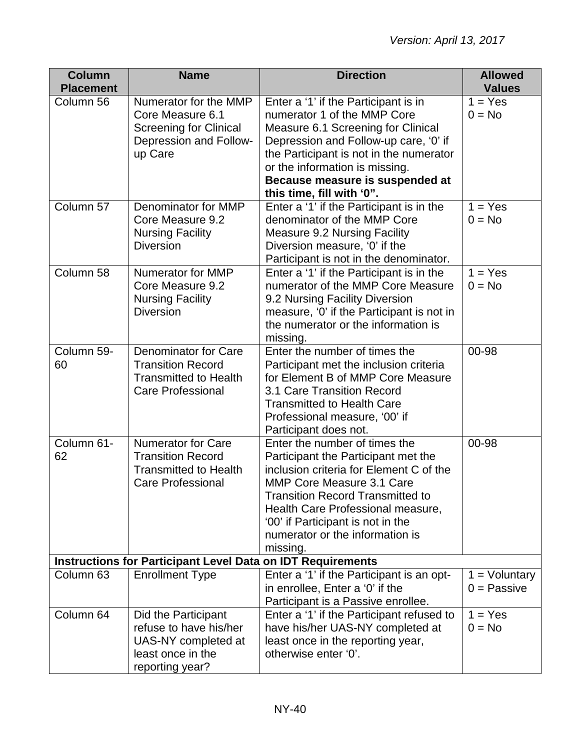| Column Placement | Name | Direction | Allowed Values |
| --- | --- | --- | --- |
| Column 56 | Numerator for the MMP Core Measure 6.1 Screening for Clinical Depression and Follow-up Care | Enter a '1' if the Participant is in numerator 1 of the MMP Core Measure 6.1 Screening for Clinical Depression and Follow-up care, '0' if the Participant is not in the numerator or the information is missing. **Because measure is suspended at this time, fill with '0".** | 1 = Yes<br>0 = No |
| Column 57 | Denominator for MMP Core Measure 9.2 Nursing Facility Diversion | Enter a '1' if the Participant is in the denominator of the MMP Core Measure 9.2 Nursing Facility Diversion measure, '0' if the Participant is not in the denominator. | 1 = Yes<br>0 = No |
| Column 58 | Numerator for MMP Core Measure 9.2 Nursing Facility Diversion | Enter a '1' if the Participant is in the numerator of the MMP Core Measure 9.2 Nursing Facility Diversion measure, '0' if the Participant is not in the numerator or the information is missing. | 1 = Yes<br>0 = No |
| Column 59-60 | Denominator for Care Transition Record Transmitted to Health Care Professional | Enter the number of times the Participant met the inclusion criteria for Element B of MMP Core Measure 3.1 Care Transition Record Transmitted to Health Care Professional measure, '00' if Participant does not. | 00-98 |
| Column 61-62 | Numerator for Care Transition Record Transmitted to Health Care Professional | Enter the number of times the Participant the Participant met the inclusion criteria for Element C of the MMP Core Measure 3.1 Care Transition Record Transmitted to Health Care Professional measure, '00' if Participant is not in the numerator or the information is missing. | 00-98 |
| **Instructions for Participant Level Data on IDT Requirements** | | | |
| Column 63 | Enrollment Type | Enter a '1' if the Participant is an opt-in enrollee, Enter a '0' if the Participant is a Passive enrollee. | 1 = Voluntary<br>0 = Passive |
| Column 64 | Did the Participant refuse to have his/her UAS-NY completed at least once in the reporting year? | Enter a '1' if the Participant refused to have his/her UAS-NY completed at least once in the reporting year, otherwise enter '0'. | 1 = Yes<br>0 = No |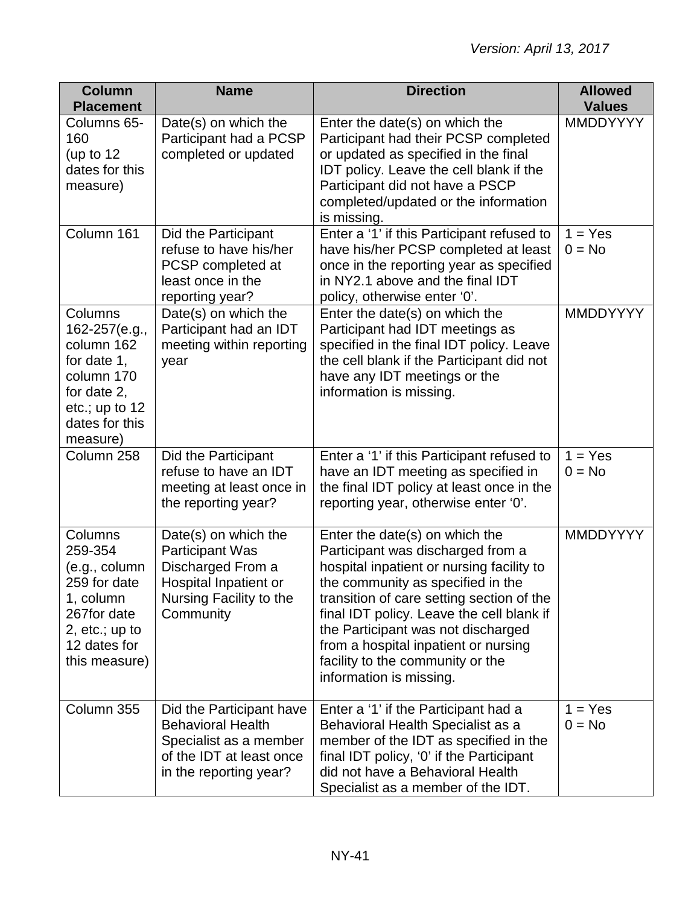| Column Placement | Name | Direction | Allowed Values |
|---|---|---|---|
| Columns 65-160 (up to 12 dates for this measure) | Date(s) on which the Participant had a PCSP completed or updated | Enter the date(s) on which the Participant had their PCSP completed or updated as specified in the final IDT policy. Leave the cell blank if the Participant did not have a PSCP completed/updated or the information is missing. | MMDDYYYY |
| Column 161 | Did the Participant refuse to have his/her PCSP completed at least once in the reporting year? | Enter a '1' if this Participant refused to have his/her PCSP completed at least once in the reporting year as specified in NY2.1 above and the final IDT policy, otherwise enter '0'. | 1 = Yes<br>0 = No |
| Columns 162-257(e.g., column 162 for date 1, column 170 for date 2, etc.; up to 12 dates for this measure) | Date(s) on which the Participant had an IDT meeting within reporting year | Enter the date(s) on which the Participant had IDT meetings as specified in the final IDT policy. Leave the cell blank if the Participant did not have any IDT meetings or the information is missing. | MMDDYYYY |
| Column 258 | Did the Participant refuse to have an IDT meeting at least once in the reporting year? | Enter a '1' if this Participant refused to have an IDT meeting as specified in the final IDT policy at least once in the reporting year, otherwise enter '0'. | 1 = Yes<br>0 = No |
| Columns 259-354 (e.g., column 259 for date 1, column 267for date 2, etc.; up to 12 dates for this measure) | Date(s) on which the Participant Was Discharged From a Hospital Inpatient or Nursing Facility to the Community | Enter the date(s) on which the Participant was discharged from a hospital inpatient or nursing facility to the community as specified in the transition of care setting section of the final IDT policy. Leave the cell blank if the Participant was not discharged from a hospital inpatient or nursing facility to the community or the information is missing. | MMDDYYYY |
| Column 355 | Did the Participant have Behavioral Health Specialist as a member of the IDT at least once in the reporting year? | Enter a '1' if the Participant had a Behavioral Health Specialist as a member of the IDT as specified in the final IDT policy, '0' if the Participant did not have a Behavioral Health Specialist as a member of the IDT. | 1 = Yes<br>0 = No |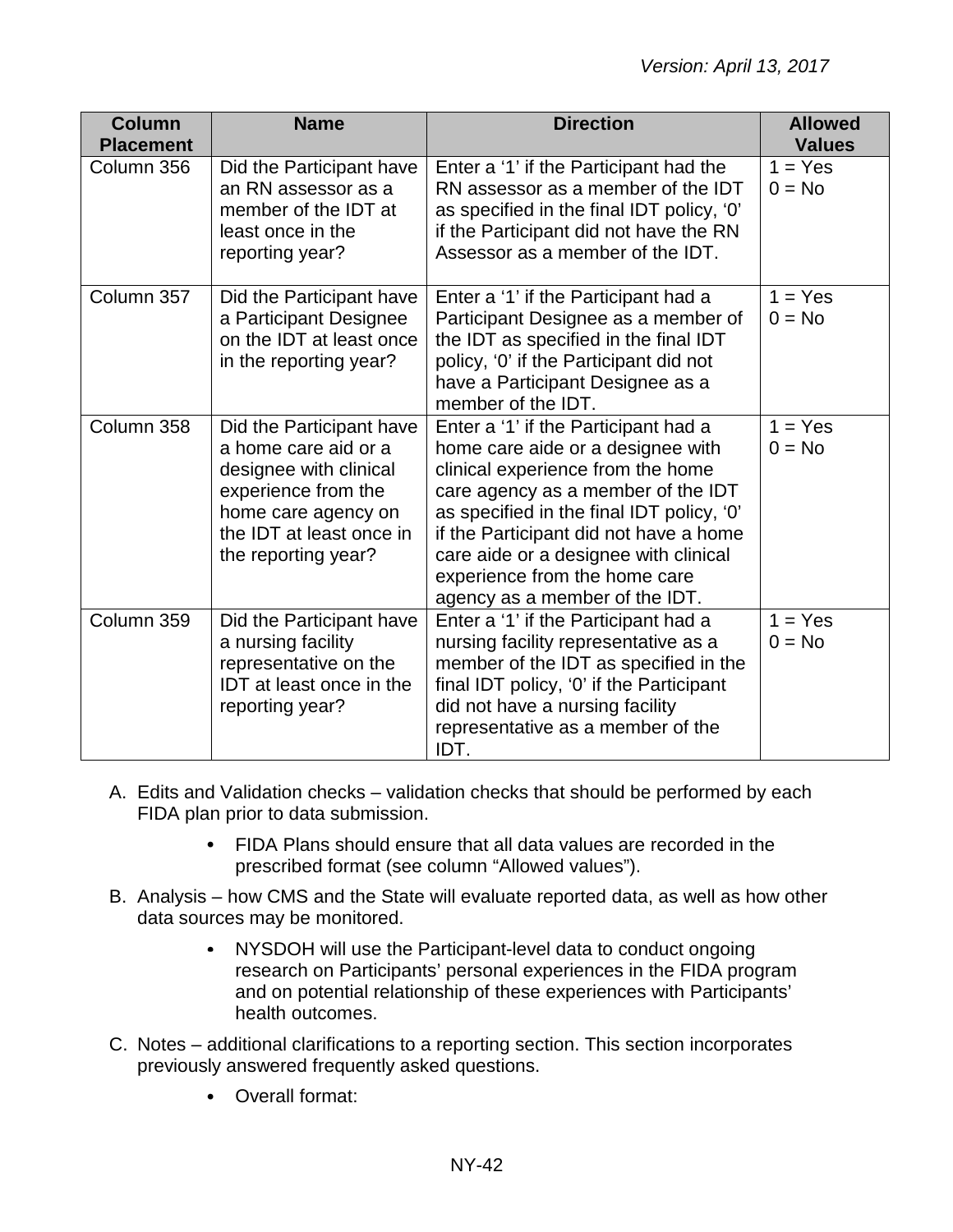| Column Placement | Name | Direction | Allowed Values |
|---|---|---|---|
| Column 356 | Did the Participant have an RN assessor as a member of the IDT at least once in the reporting year? | Enter a ‘1’ if the Participant had the RN assessor as a member of the IDT as specified in the final IDT policy, ‘0’ if the Participant did not have the RN Assessor as a member of the IDT. | 1 = Yes<br>0 = No |
| Column 357 | Did the Participant have a Participant Designee on the IDT at least once in the reporting year? | Enter a ‘1’ if the Participant had a Participant Designee as a member of the IDT as specified in the final IDT policy, ‘0’ if the Participant did not have a Participant Designee as a member of the IDT. | 1 = Yes<br>0 = No |
| Column 358 | Did the Participant have a home care aid or a designee with clinical experience from the home care agency on the IDT at least once in the reporting year? | Enter a ‘1’ if the Participant had a home care aide or a designee with clinical experience from the home care agency as a member of the IDT as specified in the final IDT policy, ‘0’ if the Participant did not have a home care aide or a designee with clinical experience from the home care agency as a member of the IDT. | 1 = Yes<br>0 = No |
| Column 359 | Did the Participant have a nursing facility representative on the IDT at least once in the reporting year? | Enter a ‘1’ if the Participant had a nursing facility representative as a member of the IDT as specified in the final IDT policy, ‘0’ if the Participant did not have a nursing facility representative as a member of the IDT. | 1 = Yes<br>0 = No |

A. Edits and Validation checks – validation checks that should be performed by each FIDA plan prior to data submission.

   - FIDA Plans should ensure that all data values are recorded in the prescribed format (see column “Allowed values”).

B. Analysis – how CMS and the State will evaluate reported data, as well as how other data sources may be monitored.

   - NYSDOH will use the Participant-level data to conduct ongoing research on Participants’ personal experiences in the FIDA program and on potential relationship of these experiences with Participants’ health outcomes.

C. Notes – additional clarifications to a reporting section. This section incorporates previously answered frequently asked questions.

   - Overall format: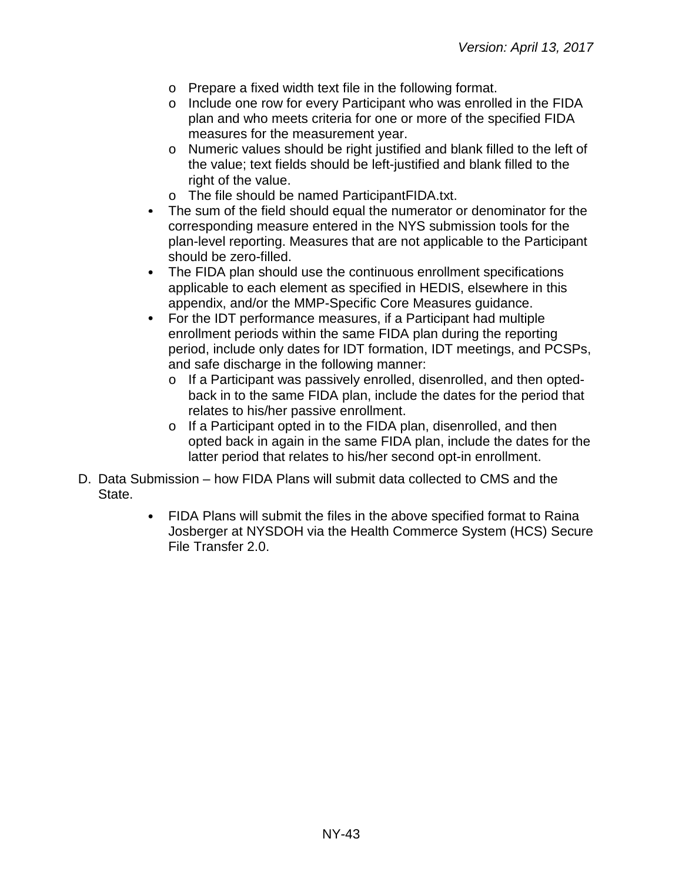- Prepare a fixed width text file in the following format.
- Include one row for every Participant who was enrolled in the FIDA plan and who meets criteria for one or more of the specified FIDA measures for the measurement year.
- Numeric values should be right justified and blank filled to the left of the value; text fields should be left-justified and blank filled to the right of the value.
- The file should be named ParticipantFIDA.txt.

- The sum of the field should equal the numerator or denominator for the corresponding measure entered in the NYS submission tools for the plan-level reporting. Measures that are not applicable to the Participant should be zero-filled.
- The FIDA plan should use the continuous enrollment specifications applicable to each element as specified in HEDIS, elsewhere in this appendix, and/or the MMP-Specific Core Measures guidance.
- For the IDT performance measures, if a Participant had multiple enrollment periods within the same FIDA plan during the reporting period, include only dates for IDT formation, IDT meetings, and PCSPs, and safe discharge in the following manner:
  - If a Participant was passively enrolled, disenrolled, and then opted-back in to the same FIDA plan, include the dates for the period that relates to his/her passive enrollment.
  - If a Participant opted in to the FIDA plan, disenrolled, and then opted back in again in the same FIDA plan, include the dates for the latter period that relates to his/her second opt-in enrollment.

D. Data Submission – how FIDA Plans will submit data collected to CMS and the State.

- FIDA Plans will submit the files in the above specified format to Raina Josberger at NYSDOH via the Health Commerce System (HCS) Secure File Transfer 2.0.